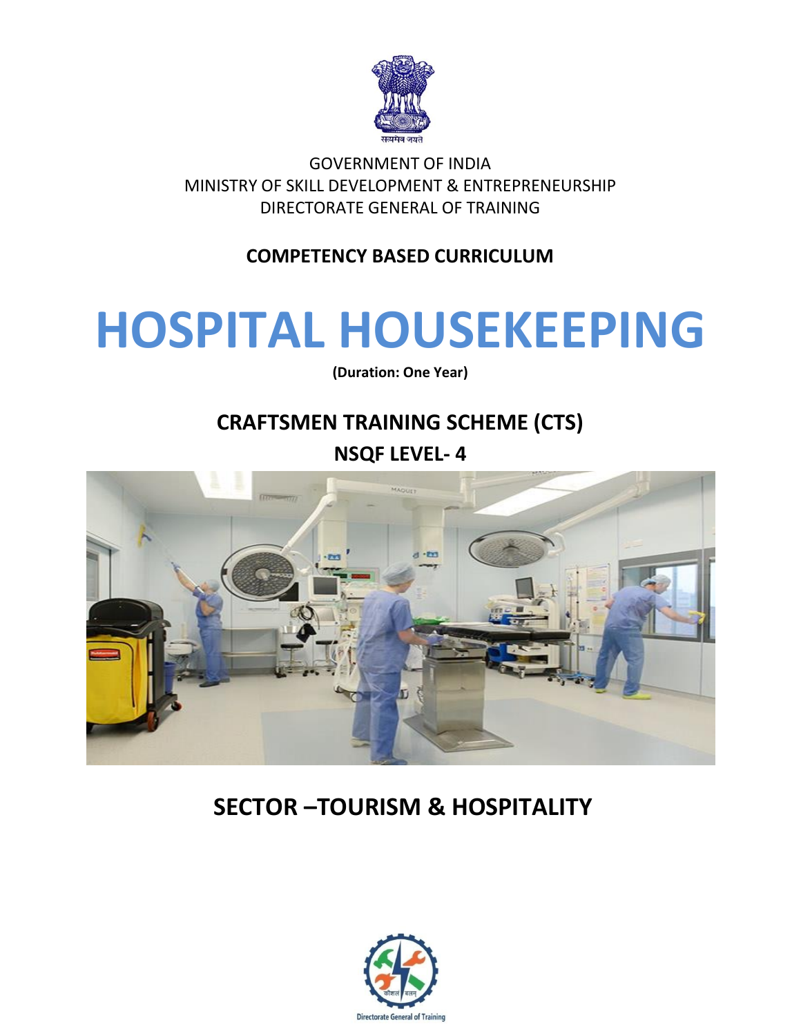सत्यमेव जयते

GOVERNMENT OF INDIA
MINISTRY OF SKILL DEVELOPMENT & ENTREPRENEURSHIP
DIRECTORATE GENERAL OF TRAINING

**COMPETENCY BASED CURRICULUM**

# HOSPITAL HOUSEKEEPING

**(Duration: One Year)**

## CRAFTSMEN TRAINING SCHEME (CTS)

## NSQF LEVEL- 4

## SECTOR –TOURISM & HOSPITALITY

Directorate General of Training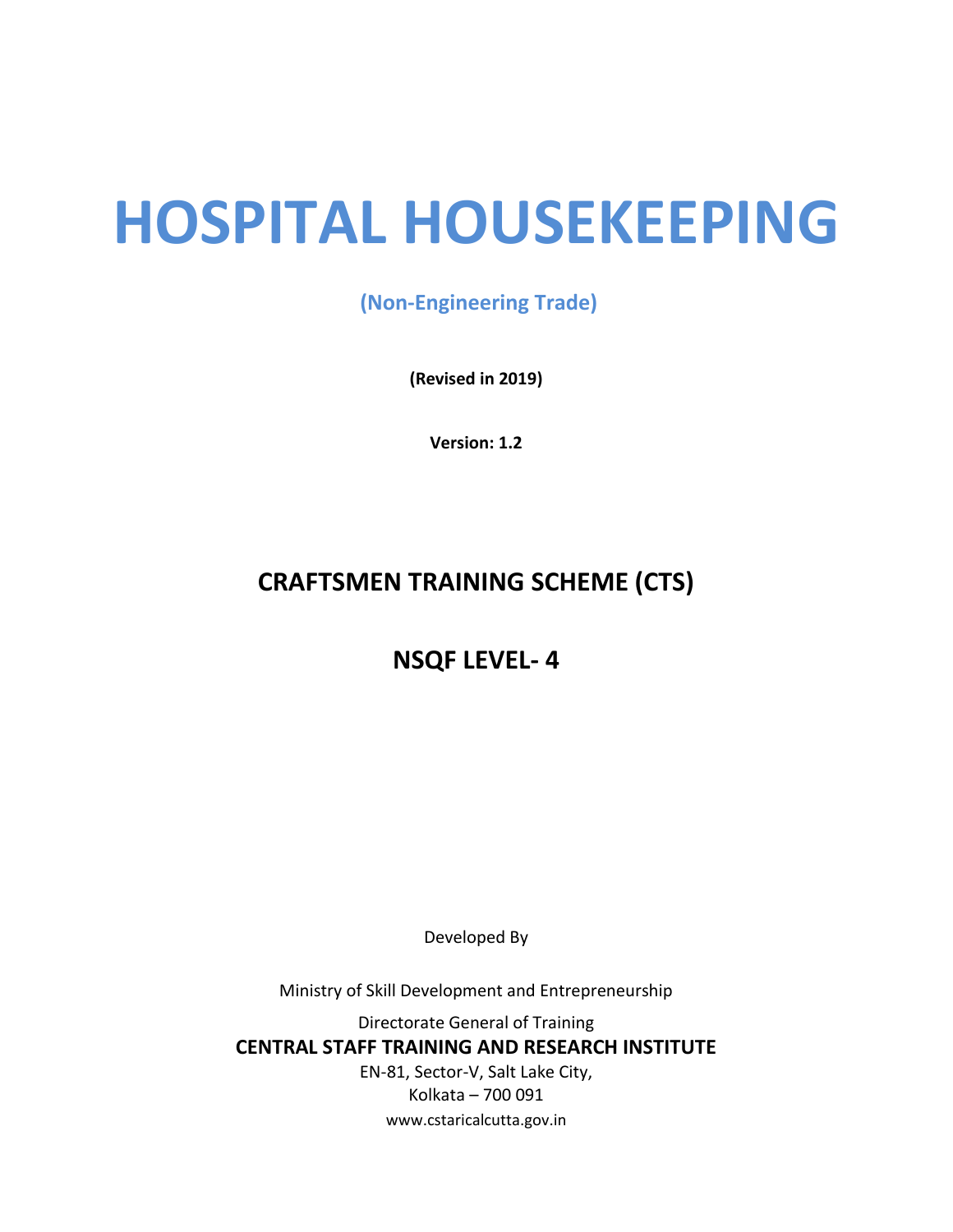# HOSPITAL HOUSEKEEPING

**(Non-Engineering Trade)**

**(Revised in 2019)**

**Version: 1.2**

## CRAFTSMEN TRAINING SCHEME (CTS)

## NSQF LEVEL- 4

Developed By

Ministry of Skill Development and Entrepreneurship

Directorate General of Training

**CENTRAL STAFF TRAINING AND RESEARCH INSTITUTE**

EN-81, Sector-V, Salt Lake City,

Kolkata – 700 091

www.cstaricalcutta.gov.in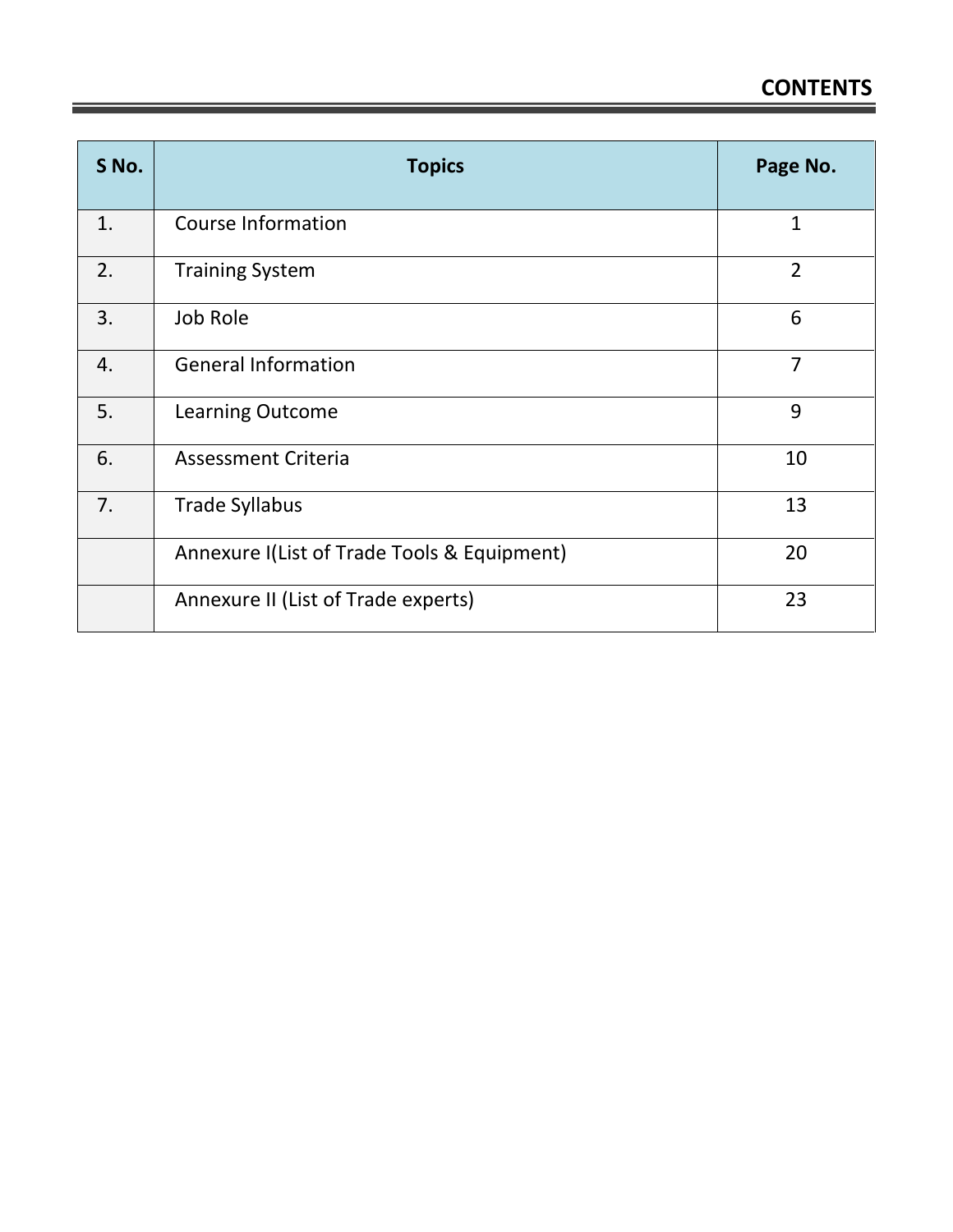## CONTENTS

| S No. | Topics | Page No. |
|---|---|---|
| 1. | Course Information | 1 |
| 2. | Training System | 2 |
| 3. | Job Role | 6 |
| 4. | General Information | 7 |
| 5. | Learning Outcome | 9 |
| 6. | Assessment Criteria | 10 |
| 7. | Trade Syllabus | 13 |
| | Annexure I(List of Trade Tools & Equipment) | 20 |
| | Annexure II (List of Trade experts) | 23 |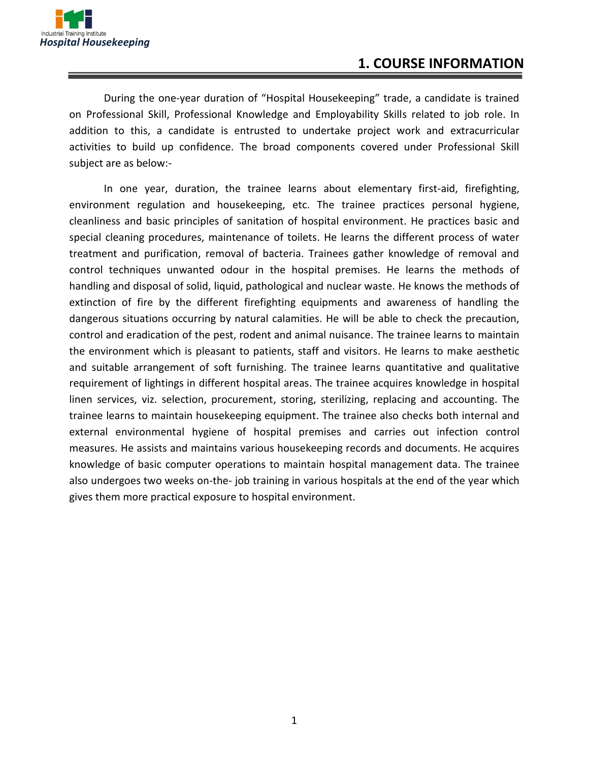# 1. COURSE INFORMATION

During the one-year duration of "Hospital Housekeeping" trade, a candidate is trained on Professional Skill, Professional Knowledge and Employability Skills related to job role. In addition to this, a candidate is entrusted to undertake project work and extracurricular activities to build up confidence. The broad components covered under Professional Skill subject are as below:-

In one year, duration, the trainee learns about elementary first-aid, firefighting, environment regulation and housekeeping, etc. The trainee practices personal hygiene, cleanliness and basic principles of sanitation of hospital environment. He practices basic and special cleaning procedures, maintenance of toilets. He learns the different process of water treatment and purification, removal of bacteria. Trainees gather knowledge of removal and control techniques unwanted odour in the hospital premises. He learns the methods of handling and disposal of solid, liquid, pathological and nuclear waste. He knows the methods of extinction of fire by the different firefighting equipments and awareness of handling the dangerous situations occurring by natural calamities. He will be able to check the precaution, control and eradication of the pest, rodent and animal nuisance. The trainee learns to maintain the environment which is pleasant to patients, staff and visitors. He learns to make aesthetic and suitable arrangement of soft furnishing. The trainee learns quantitative and qualitative requirement of lightings in different hospital areas. The trainee acquires knowledge in hospital linen services, viz. selection, procurement, storing, sterilizing, replacing and accounting. The trainee learns to maintain housekeeping equipment. The trainee also checks both internal and external environmental hygiene of hospital premises and carries out infection control measures. He assists and maintains various housekeeping records and documents. He acquires knowledge of basic computer operations to maintain hospital management data. The trainee also undergoes two weeks on-the- job training in various hospitals at the end of the year which gives them more practical exposure to hospital environment.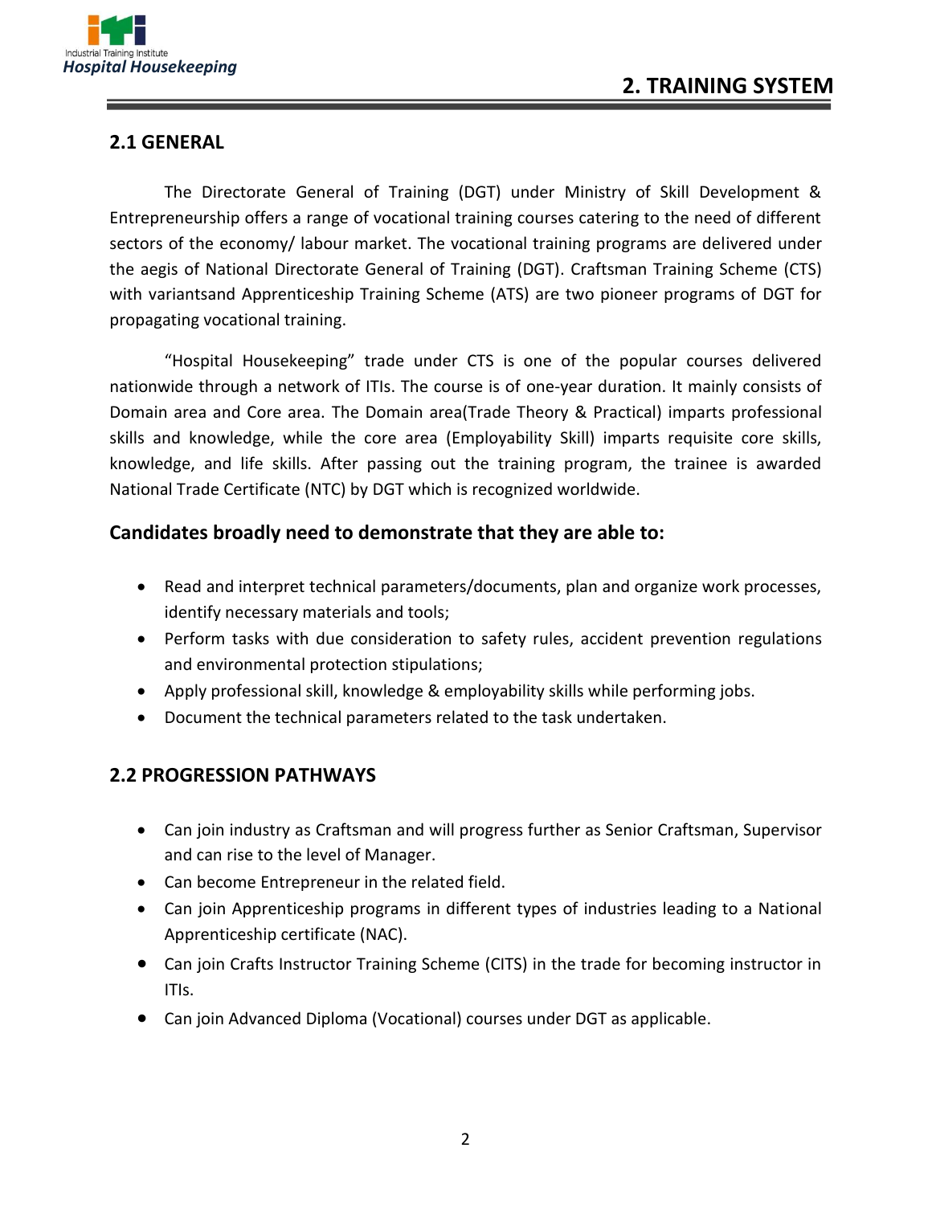# 2. TRAINING SYSTEM

## 2.1 GENERAL

The Directorate General of Training (DGT) under Ministry of Skill Development & Entrepreneurship offers a range of vocational training courses catering to the need of different sectors of the economy/ labour market. The vocational training programs are delivered under the aegis of National Directorate General of Training (DGT). Craftsman Training Scheme (CTS) with variantsand Apprenticeship Training Scheme (ATS) are two pioneer programs of DGT for propagating vocational training.

"Hospital Housekeeping" trade under CTS is one of the popular courses delivered nationwide through a network of ITIs. The course is of one-year duration. It mainly consists of Domain area and Core area. The Domain area(Trade Theory & Practical) imparts professional skills and knowledge, while the core area (Employability Skill) imparts requisite core skills, knowledge, and life skills. After passing out the training program, the trainee is awarded National Trade Certificate (NTC) by DGT which is recognized worldwide.

### Candidates broadly need to demonstrate that they are able to:

- Read and interpret technical parameters/documents, plan and organize work processes, identify necessary materials and tools;
- Perform tasks with due consideration to safety rules, accident prevention regulations and environmental protection stipulations;
- Apply professional skill, knowledge & employability skills while performing jobs.
- Document the technical parameters related to the task undertaken.

## 2.2 PROGRESSION PATHWAYS

- Can join industry as Craftsman and will progress further as Senior Craftsman, Supervisor and can rise to the level of Manager.
- Can become Entrepreneur in the related field.
- Can join Apprenticeship programs in different types of industries leading to a National Apprenticeship certificate (NAC).
- Can join Crafts Instructor Training Scheme (CITS) in the trade for becoming instructor in ITIs.
- Can join Advanced Diploma (Vocational) courses under DGT as applicable.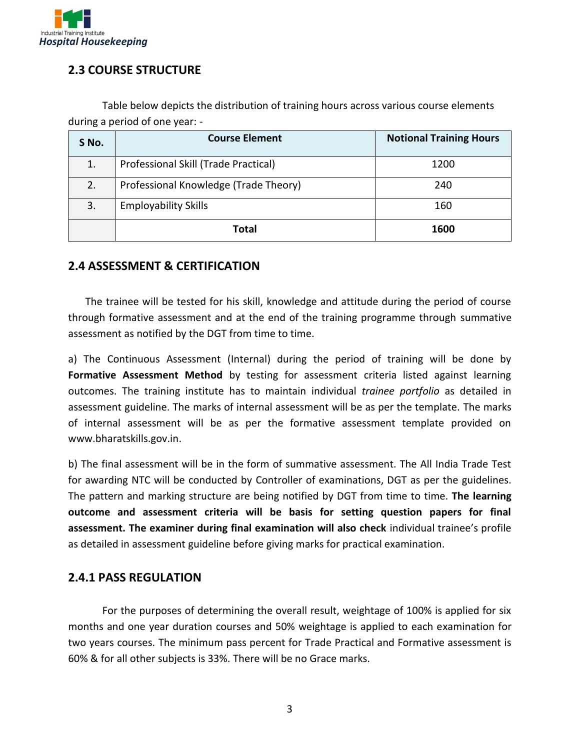## 2.3 COURSE STRUCTURE

Table below depicts the distribution of training hours across various course elements during a period of one year: -

| S No. | Course Element | Notional Training Hours |
|---|---|---|
| 1. | Professional Skill (Trade Practical) | 1200 |
| 2. | Professional Knowledge (Trade Theory) | 240 |
| 3. | Employability Skills | 160 |
| | **Total** | **1600** |

## 2.4 ASSESSMENT & CERTIFICATION

The trainee will be tested for his skill, knowledge and attitude during the period of course through formative assessment and at the end of the training programme through summative assessment as notified by the DGT from time to time.

a) The Continuous Assessment (Internal) during the period of training will be done by **Formative Assessment Method** by testing for assessment criteria listed against learning outcomes. The training institute has to maintain individual *trainee portfolio* as detailed in assessment guideline. The marks of internal assessment will be as per the template. The marks of internal assessment will be as per the formative assessment template provided on www.bharatskills.gov.in.

b) The final assessment will be in the form of summative assessment. The All India Trade Test for awarding NTC will be conducted by Controller of examinations, DGT as per the guidelines. The pattern and marking structure are being notified by DGT from time to time. **The learning outcome and assessment criteria will be basis for setting question papers for final assessment. The examiner during final examination will also check** individual trainee's profile as detailed in assessment guideline before giving marks for practical examination.

### 2.4.1 PASS REGULATION

For the purposes of determining the overall result, weightage of 100% is applied for six months and one year duration courses and 50% weightage is applied to each examination for two years courses. The minimum pass percent for Trade Practical and Formative assessment is 60% & for all other subjects is 33%. There will be no Grace marks.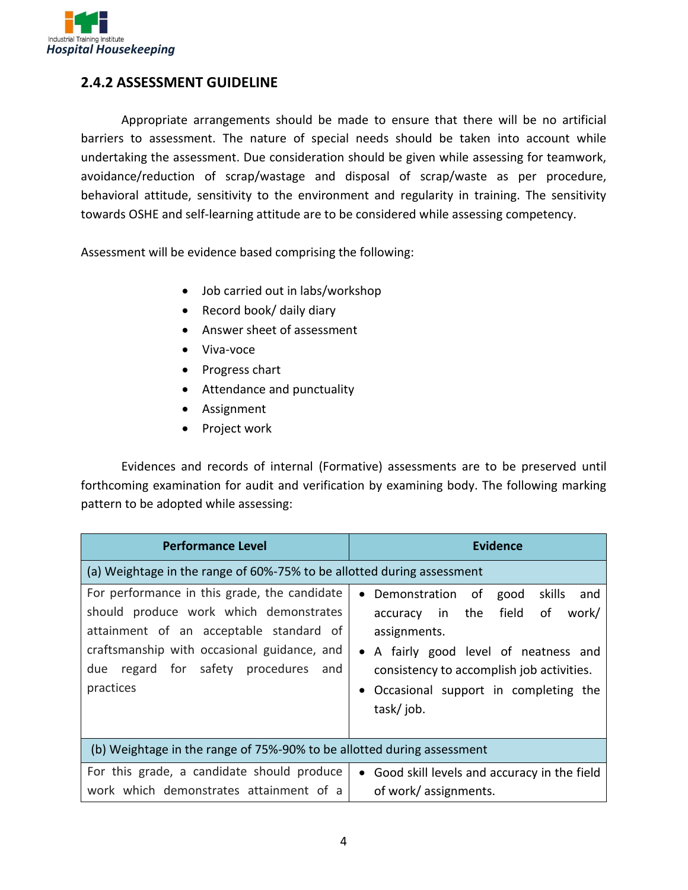## 2.4.2 ASSESSMENT GUIDELINE

Appropriate arrangements should be made to ensure that there will be no artificial barriers to assessment. The nature of special needs should be taken into account while undertaking the assessment. Due consideration should be given while assessing for teamwork, avoidance/reduction of scrap/wastage and disposal of scrap/waste as per procedure, behavioral attitude, sensitivity to the environment and regularity in training. The sensitivity towards OSHE and self-learning attitude are to be considered while assessing competency.

Assessment will be evidence based comprising the following:

- Job carried out in labs/workshop
- Record book/ daily diary
- Answer sheet of assessment
- Viva-voce
- Progress chart
- Attendance and punctuality
- Assignment
- Project work

Evidences and records of internal (Formative) assessments are to be preserved until forthcoming examination for audit and verification by examining body. The following marking pattern to be adopted while assessing:

| Performance Level | Evidence |
|---|---|
| (a) Weightage in the range of 60%-75% to be allotted during assessment | |
| For performance in this grade, the candidate should produce work which demonstrates attainment of an acceptable standard of craftsmanship with occasional guidance, and due regard for safety procedures and practices | • Demonstration of good skills and accuracy in the field of work/ assignments.<br>• A fairly good level of neatness and consistency to accomplish job activities.<br>• Occasional support in completing the task/ job. |
| (b) Weightage in the range of 75%-90% to be allotted during assessment | |
| For this grade, a candidate should produce work which demonstrates attainment of a | • Good skill levels and accuracy in the field of work/ assignments. |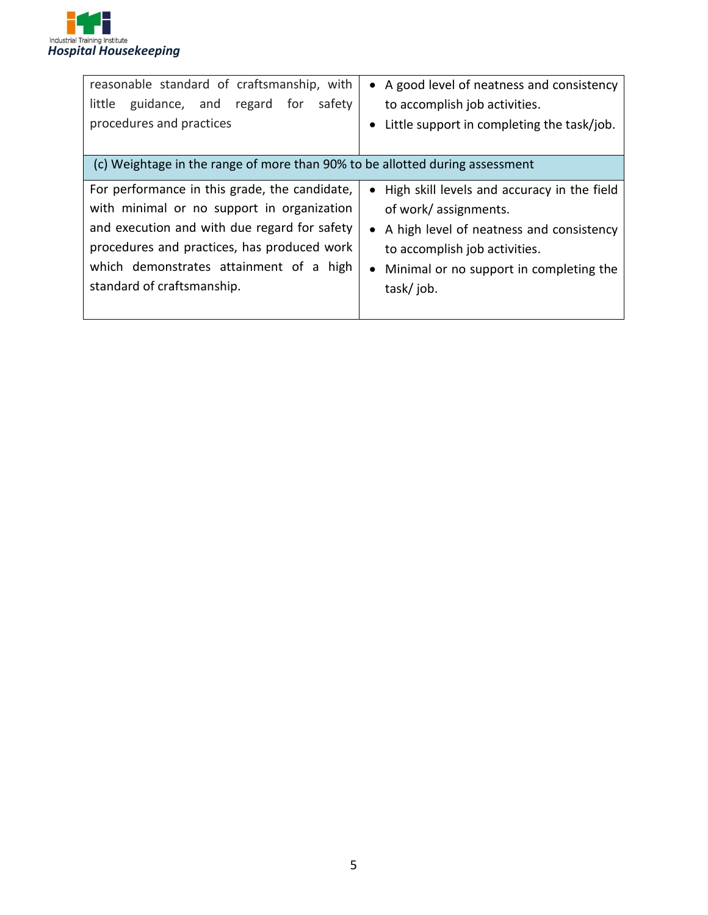| | |
|---|---|
| reasonable standard of craftsmanship, with little guidance, and regard for safety procedures and practices | • A good level of neatness and consistency to accomplish job activities.<br>• Little support in completing the task/job. |
| **(c) Weightage in the range of more than 90% to be allotted during assessment** | |
| For performance in this grade, the candidate, with minimal or no support in organization and execution and with due regard for safety procedures and practices, has produced work which demonstrates attainment of a high standard of craftsmanship. | • High skill levels and accuracy in the field of work/ assignments.<br>• A high level of neatness and consistency to accomplish job activities.<br>• Minimal or no support in completing the task/ job. |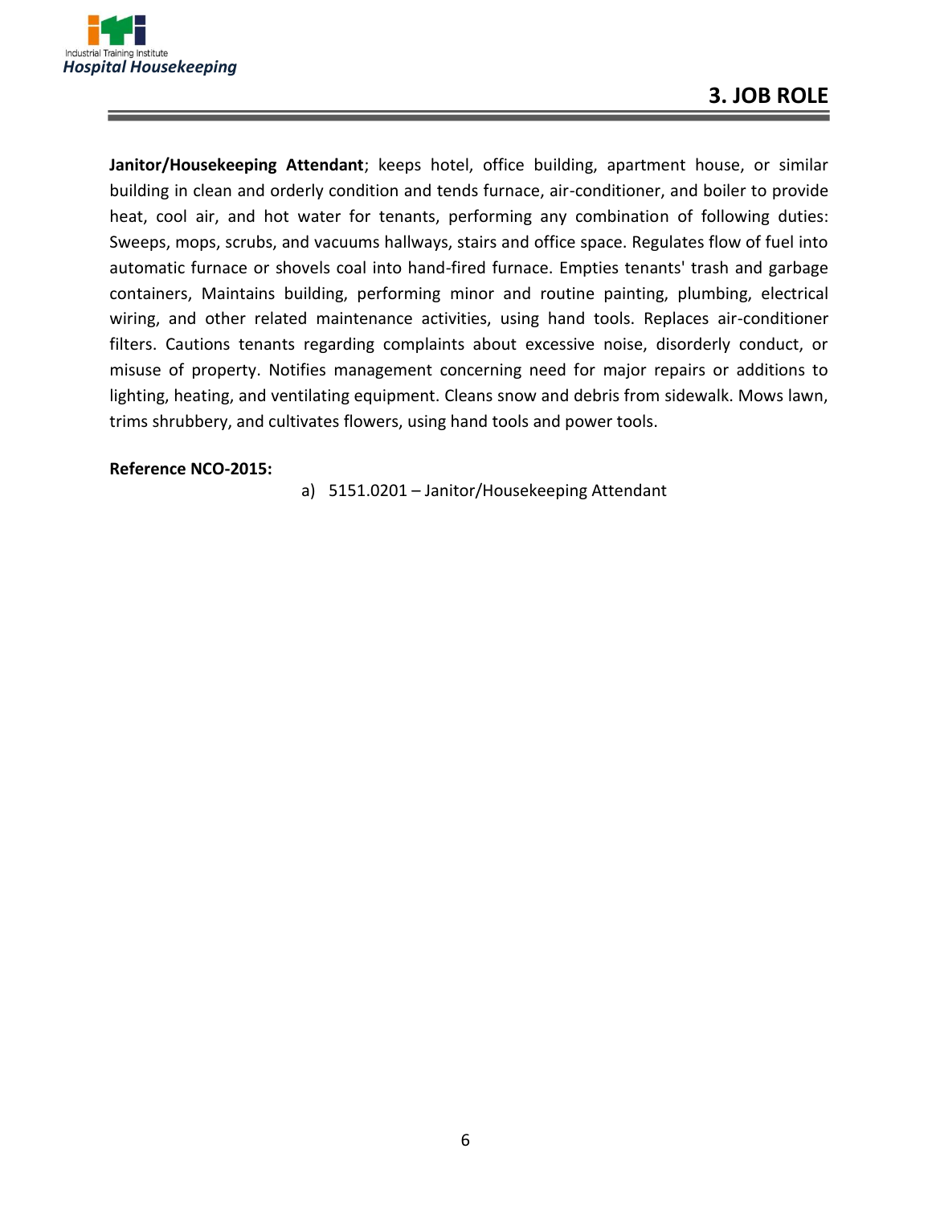# 3. JOB ROLE

**Janitor/Housekeeping Attendant**; keeps hotel, office building, apartment house, or similar building in clean and orderly condition and tends furnace, air-conditioner, and boiler to provide heat, cool air, and hot water for tenants, performing any combination of following duties: Sweeps, mops, scrubs, and vacuums hallways, stairs and office space. Regulates flow of fuel into automatic furnace or shovels coal into hand-fired furnace. Empties tenants' trash and garbage containers, Maintains building, performing minor and routine painting, plumbing, electrical wiring, and other related maintenance activities, using hand tools. Replaces air-conditioner filters. Cautions tenants regarding complaints about excessive noise, disorderly conduct, or misuse of property. Notifies management concerning need for major repairs or additions to lighting, heating, and ventilating equipment. Cleans snow and debris from sidewalk. Mows lawn, trims shrubbery, and cultivates flowers, using hand tools and power tools.

**Reference NCO-2015:**

a) 5151.0201 – Janitor/Housekeeping Attendant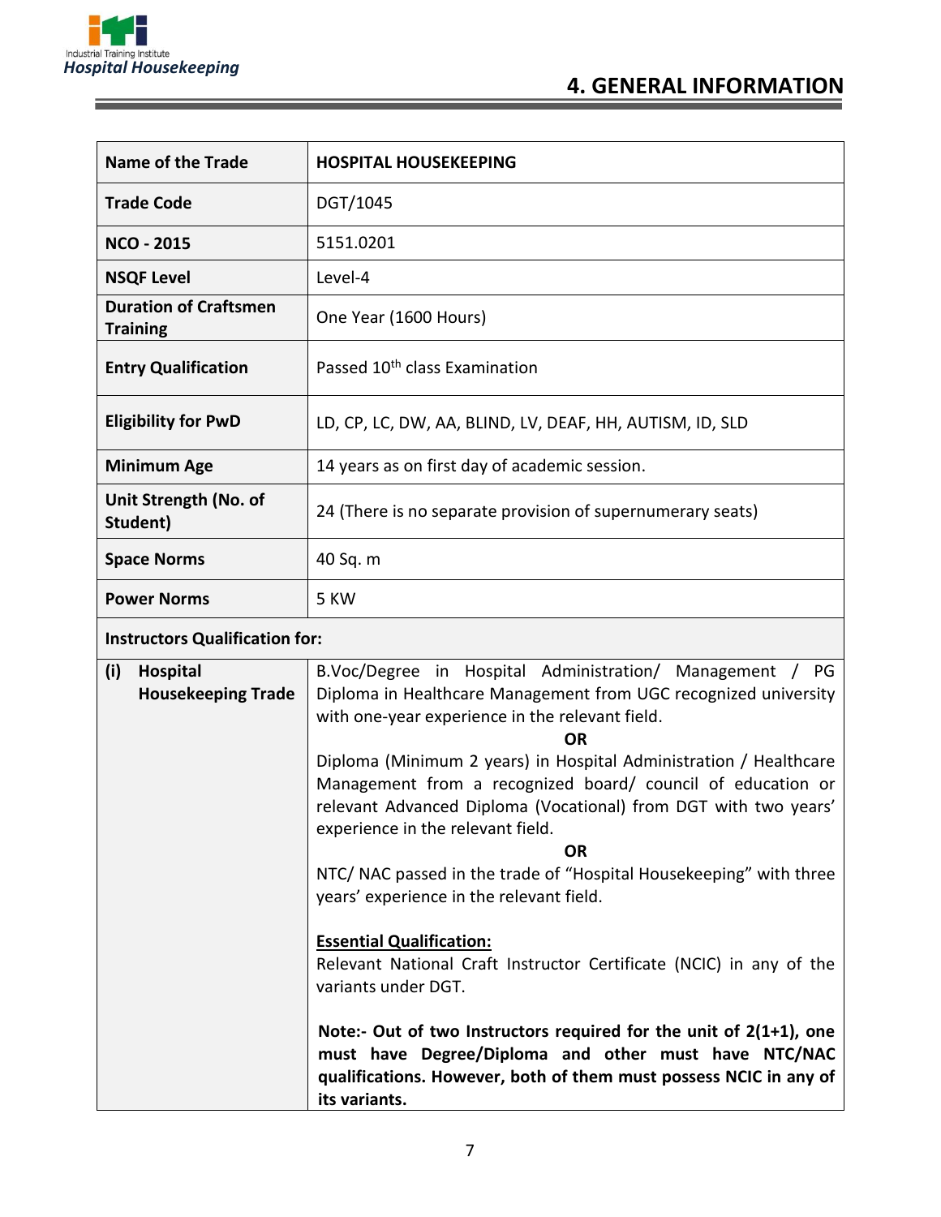# 4. GENERAL INFORMATION

| Name of the Trade | HOSPITAL HOUSEKEEPING |
|---|---|
| Trade Code | DGT/1045 |
| NCO - 2015 | 5151.0201 |
| NSQF Level | Level-4 |
| Duration of Craftsmen Training | One Year (1600 Hours) |
| Entry Qualification | Passed 10th class Examination |
| Eligibility for PwD | LD, CP, LC, DW, AA, BLIND, LV, DEAF, HH, AUTISM, ID, SLD |
| Minimum Age | 14 years as on first day of academic session. |
| Unit Strength (No. of Student) | 24 (There is no separate provision of supernumerary seats) |
| Space Norms | 40 Sq. m |
| Power Norms | 5 KW |
| **Instructors Qualification for:** | |
| (i) Hospital Housekeeping Trade | B.Voc/Degree in Hospital Administration/ Management / PG Diploma in Healthcare Management from UGC recognized university with one-year experience in the relevant field.<br>**OR**<br>Diploma (Minimum 2 years) in Hospital Administration / Healthcare Management from a recognized board/ council of education or relevant Advanced Diploma (Vocational) from DGT with two years' experience in the relevant field.<br>**OR**<br>NTC/ NAC passed in the trade of "Hospital Housekeeping" with three years' experience in the relevant field.<br><br>**Essential Qualification:**<br>Relevant National Craft Instructor Certificate (NCIC) in any of the variants under DGT.<br><br>**Note:- Out of two Instructors required for the unit of 2(1+1), one must have Degree/Diploma and other must have NTC/NAC qualifications. However, both of them must possess NCIC in any of its variants.** |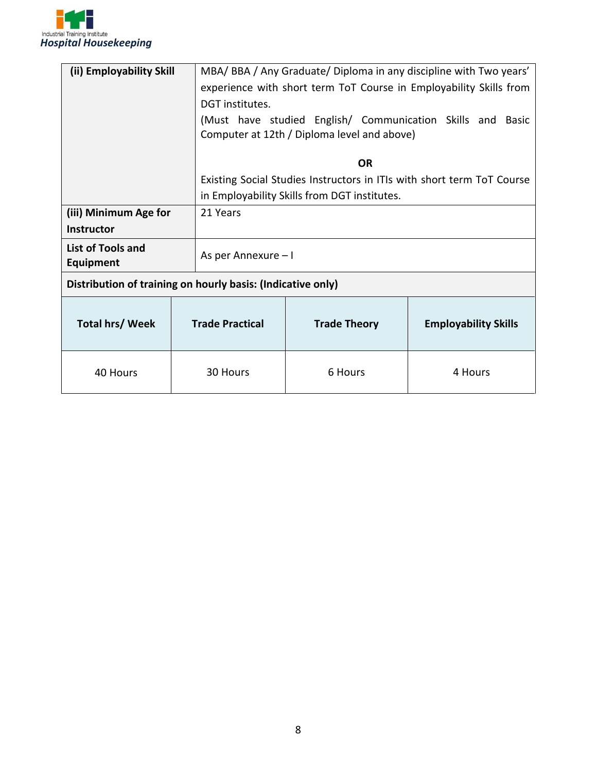| | |
|---|---|
| **(ii) Employability Skill** | MBA/ BBA / Any Graduate/ Diploma in any discipline with Two years' experience with short term ToT Course in Employability Skills from DGT institutes.<br>(Must have studied English/ Communication Skills and Basic Computer at 12th / Diploma level and above)<br><br>**OR**<br>Existing Social Studies Instructors in ITIs with short term ToT Course in Employability Skills from DGT institutes. |
| **(iii) Minimum Age for Instructor** | 21 Years |
| **List of Tools and Equipment** | As per Annexure – I |

**Distribution of training on hourly basis: (Indicative only)**

| Total hrs/ Week | Trade Practical | Trade Theory | Employability Skills |
|---|---|---|---|
| 40 Hours | 30 Hours | 6 Hours | 4 Hours |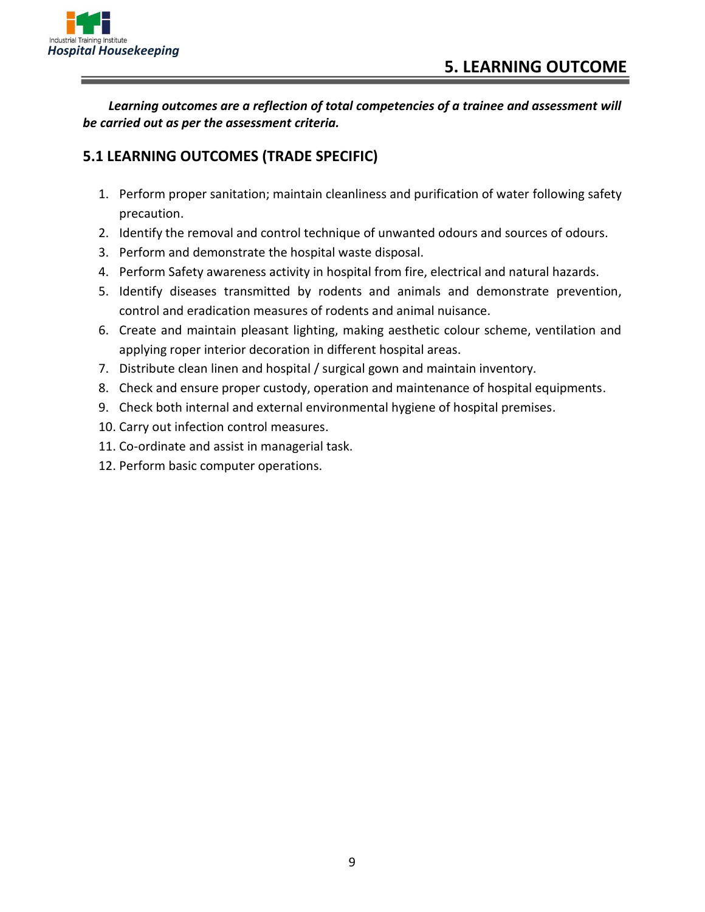# 5. LEARNING OUTCOME

***Learning outcomes are a reflection of total competencies of a trainee and assessment will be carried out as per the assessment criteria.***

## 5.1 LEARNING OUTCOMES (TRADE SPECIFIC)

1. Perform proper sanitation; maintain cleanliness and purification of water following safety precaution.
2. Identify the removal and control technique of unwanted odours and sources of odours.
3. Perform and demonstrate the hospital waste disposal.
4. Perform Safety awareness activity in hospital from fire, electrical and natural hazards.
5. Identify diseases transmitted by rodents and animals and demonstrate prevention, control and eradication measures of rodents and animal nuisance.
6. Create and maintain pleasant lighting, making aesthetic colour scheme, ventilation and applying roper interior decoration in different hospital areas.
7. Distribute clean linen and hospital / surgical gown and maintain inventory.
8. Check and ensure proper custody, operation and maintenance of hospital equipments.
9. Check both internal and external environmental hygiene of hospital premises.
10. Carry out infection control measures.
11. Co-ordinate and assist in managerial task.
12. Perform basic computer operations.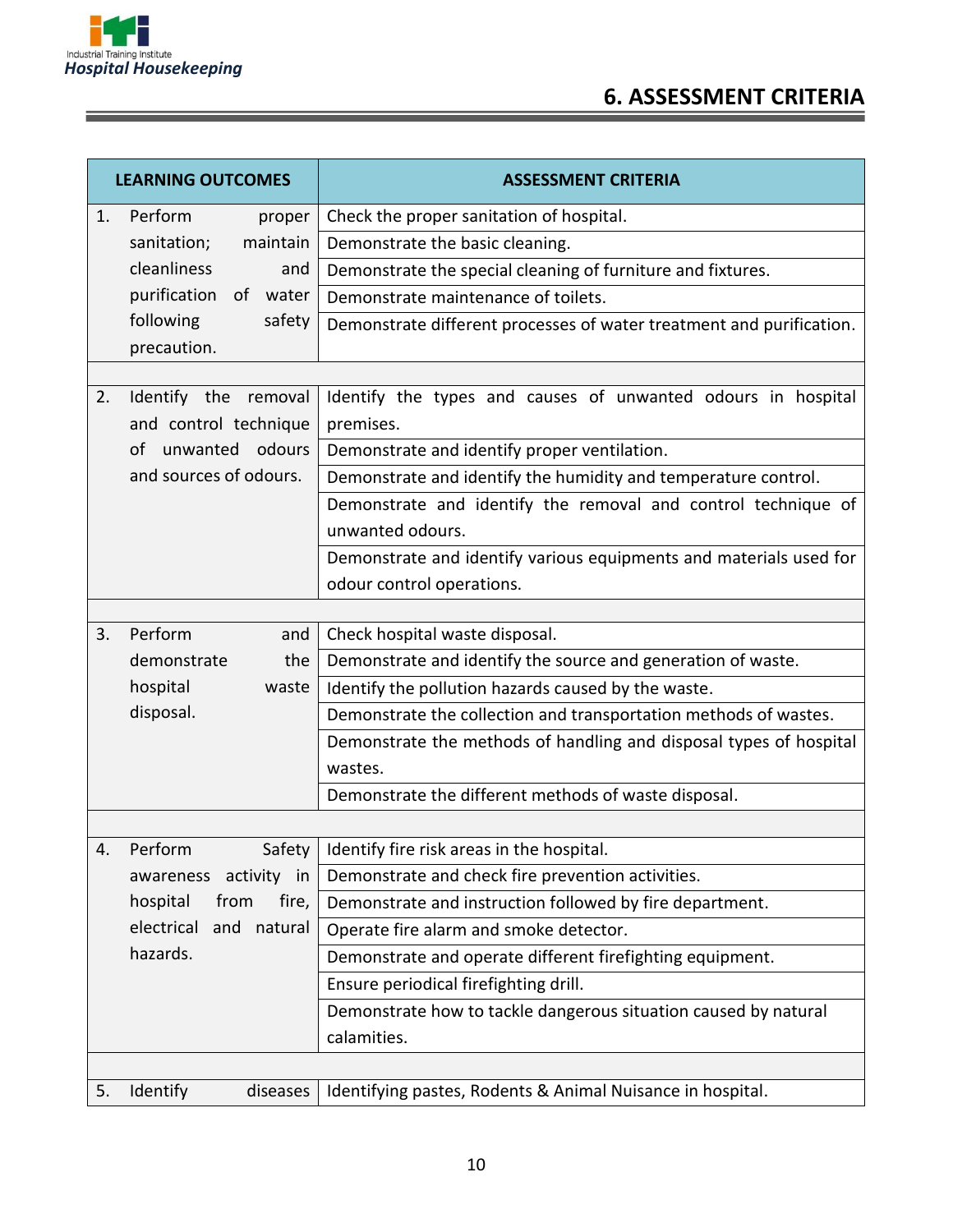## 6. ASSESSMENT CRITERIA

| LEARNING OUTCOMES | ASSESSMENT CRITERIA |
|---|---|
| 1. Perform proper sanitation; maintain cleanliness and purification of water following safety precaution. | Check the proper sanitation of hospital. |
| | Demonstrate the basic cleaning. |
| | Demonstrate the special cleaning of furniture and fixtures. |
| | Demonstrate maintenance of toilets. |
| | Demonstrate different processes of water treatment and purification. |
| | |
| 2. Identify the removal and control technique of unwanted odours and sources of odours. | Identify the types and causes of unwanted odours in hospital premises. |
| | Demonstrate and identify proper ventilation. |
| | Demonstrate and identify the humidity and temperature control. |
| | Demonstrate and identify the removal and control technique of unwanted odours. |
| | Demonstrate and identify various equipments and materials used for odour control operations. |
| | |
| 3. Perform and demonstrate the hospital waste disposal. | Check hospital waste disposal. |
| | Demonstrate and identify the source and generation of waste. |
| | Identify the pollution hazards caused by the waste. |
| | Demonstrate the collection and transportation methods of wastes. |
| | Demonstrate the methods of handling and disposal types of hospital wastes. |
| | Demonstrate the different methods of waste disposal. |
| | |
| 4. Perform Safety awareness activity in hospital from fire, electrical and natural hazards. | Identify fire risk areas in the hospital. |
| | Demonstrate and check fire prevention activities. |
| | Demonstrate and instruction followed by fire department. |
| | Operate fire alarm and smoke detector. |
| | Demonstrate and operate different firefighting equipment. |
| | Ensure periodical firefighting drill. |
| | Demonstrate how to tackle dangerous situation caused by natural calamities. |
| | |
| 5. Identify diseases | Identifying pastes, Rodents & Animal Nuisance in hospital. |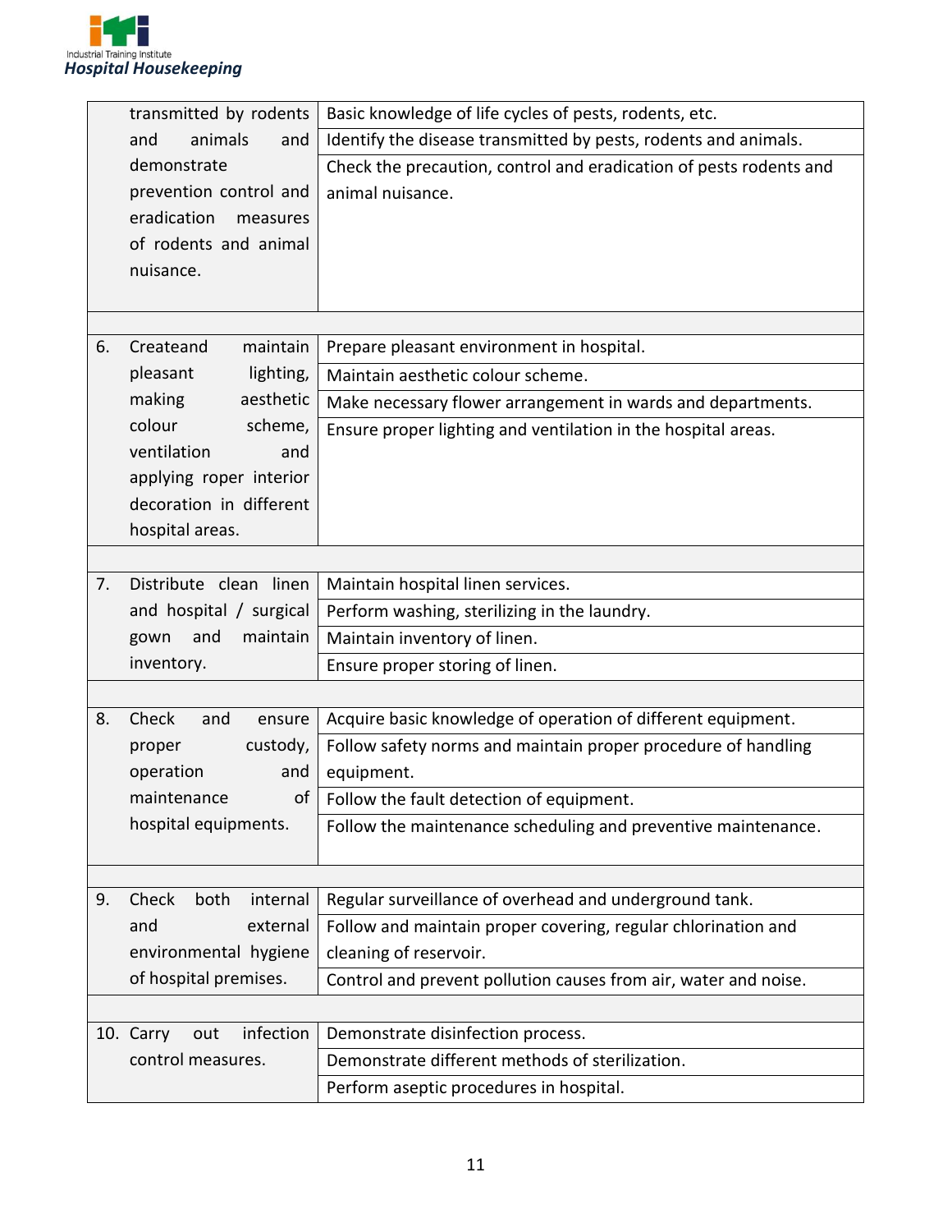|  |  |
|---|---|
| transmitted by rodents and animals and demonstrate prevention control and eradication measures of rodents and animal nuisance. | Basic knowledge of life cycles of pests, rodents, etc. |
|  | Identify the disease transmitted by pests, rodents and animals. |
|  | Check the precaution, control and eradication of pests rodents and animal nuisance. |
|  |  |
| 6. Createand maintain pleasant lighting, making aesthetic colour scheme, ventilation and applying roper interior decoration in different hospital areas. | Prepare pleasant environment in hospital. |
|  | Maintain aesthetic colour scheme. |
|  | Make necessary flower arrangement in wards and departments. |
|  | Ensure proper lighting and ventilation in the hospital areas. |
|  |  |
| 7. Distribute clean linen and hospital / surgical gown and maintain inventory. | Maintain hospital linen services. |
|  | Perform washing, sterilizing in the laundry. |
|  | Maintain inventory of linen. |
|  | Ensure proper storing of linen. |
|  |  |
| 8. Check and ensure proper custody, operation and maintenance of hospital equipments. | Acquire basic knowledge of operation of different equipment. |
|  | Follow safety norms and maintain proper procedure of handling equipment. |
|  | Follow the fault detection of equipment. |
|  | Follow the maintenance scheduling and preventive maintenance. |
|  |  |
| 9. Check both internal and external environmental hygiene of hospital premises. | Regular surveillance of overhead and underground tank. |
|  | Follow and maintain proper covering, regular chlorination and cleaning of reservoir. |
|  | Control and prevent pollution causes from air, water and noise. |
|  |  |
| 10. Carry out infection control measures. | Demonstrate disinfection process. |
|  | Demonstrate different methods of sterilization. |
|  | Perform aseptic procedures in hospital. |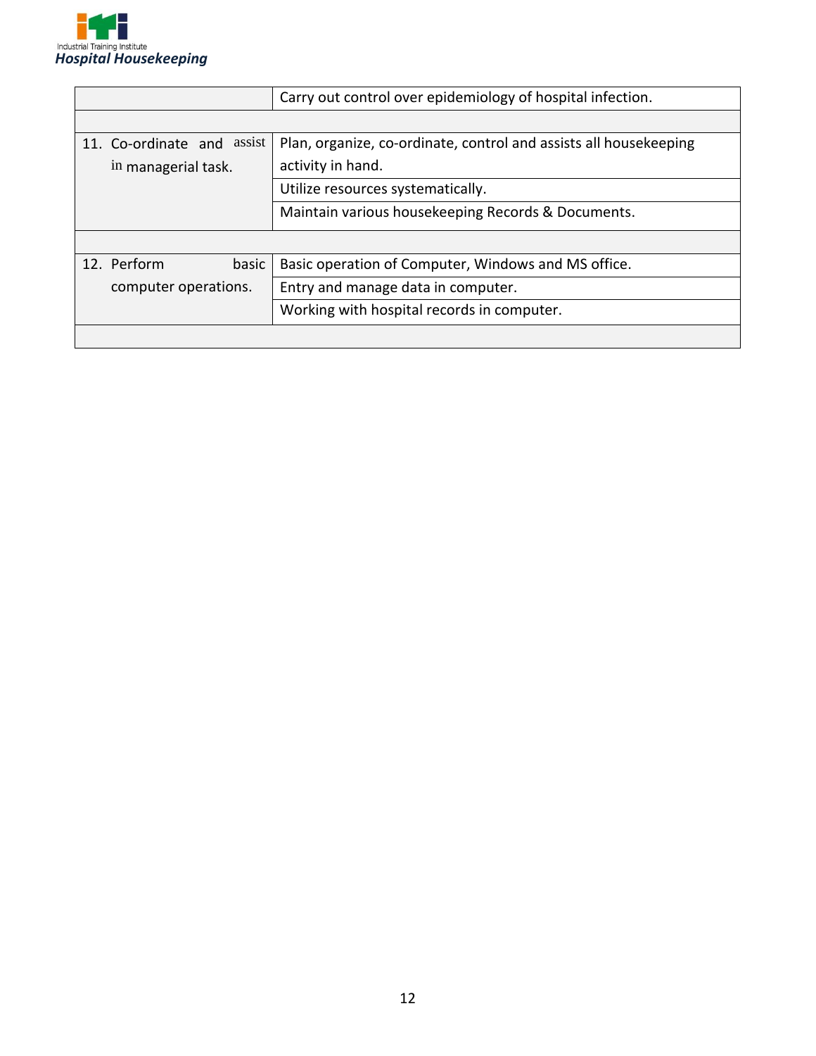| | |
|---|---|
| | Carry out control over epidemiology of hospital infection. |
| | |
| 11. Co-ordinate and assist in managerial task. | Plan, organize, co-ordinate, control and assists all housekeeping activity in hand. |
| | Utilize resources systematically. |
| | Maintain various housekeeping Records & Documents. |
| | |
| 12. Perform basic computer operations. | Basic operation of Computer, Windows and MS office. |
| | Entry and manage data in computer. |
| | Working with hospital records in computer. |
| | |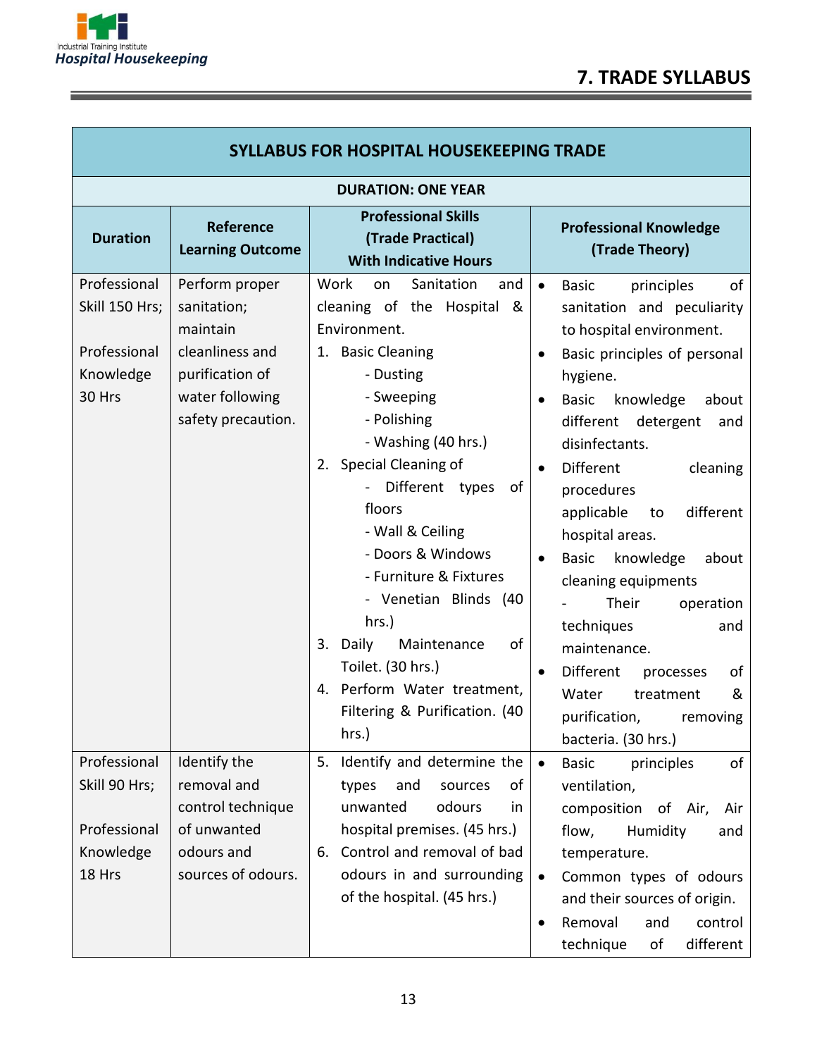## 7. TRADE SYLLABUS

| SYLLABUS FOR HOSPITAL HOUSEKEEPING TRADE | | | |
|---|---|---|---|
| **DURATION: ONE YEAR** | | | |
| **Duration** | **Reference Learning Outcome** | **Professional Skills (Trade Practical) With Indicative Hours** | **Professional Knowledge (Trade Theory)** |
| Professional Skill 150 Hrs;<br><br>Professional Knowledge 30 Hrs | Perform proper sanitation; maintain cleanliness and purification of water following safety precaution. | Work on Sanitation and cleaning of the Hospital & Environment.<br>1. Basic Cleaning<br>- Dusting<br>- Sweeping<br>- Polishing<br>- Washing (40 hrs.)<br>2. Special Cleaning of<br>- Different types of floors<br>- Wall & Ceiling<br>- Doors & Windows<br>- Furniture & Fixtures<br>- Venetian Blinds (40 hrs.)<br>3. Daily Maintenance of Toilet. (30 hrs.)<br>4. Perform Water treatment, Filtering & Purification. (40 hrs.) | • Basic principles of sanitation and peculiarity to hospital environment.<br>• Basic principles of personal hygiene.<br>• Basic knowledge about different detergent and disinfectants.<br>• Different cleaning procedures applicable to different hospital areas.<br>• Basic knowledge about cleaning equipments - Their operation techniques and maintenance.<br>• Different processes of Water treatment & purification, removing bacteria. (30 hrs.) |
| Professional Skill 90 Hrs;<br><br>Professional Knowledge 18 Hrs | Identify the removal and control technique of unwanted odours and sources of odours. | 5. Identify and determine the types and sources of unwanted odours in hospital premises. (45 hrs.)<br>6. Control and removal of bad odours in and surrounding of the hospital. (45 hrs.) | • Basic principles of ventilation, composition of Air, Air flow, Humidity and temperature.<br>• Common types of odours and their sources of origin.<br>• Removal and control technique of different |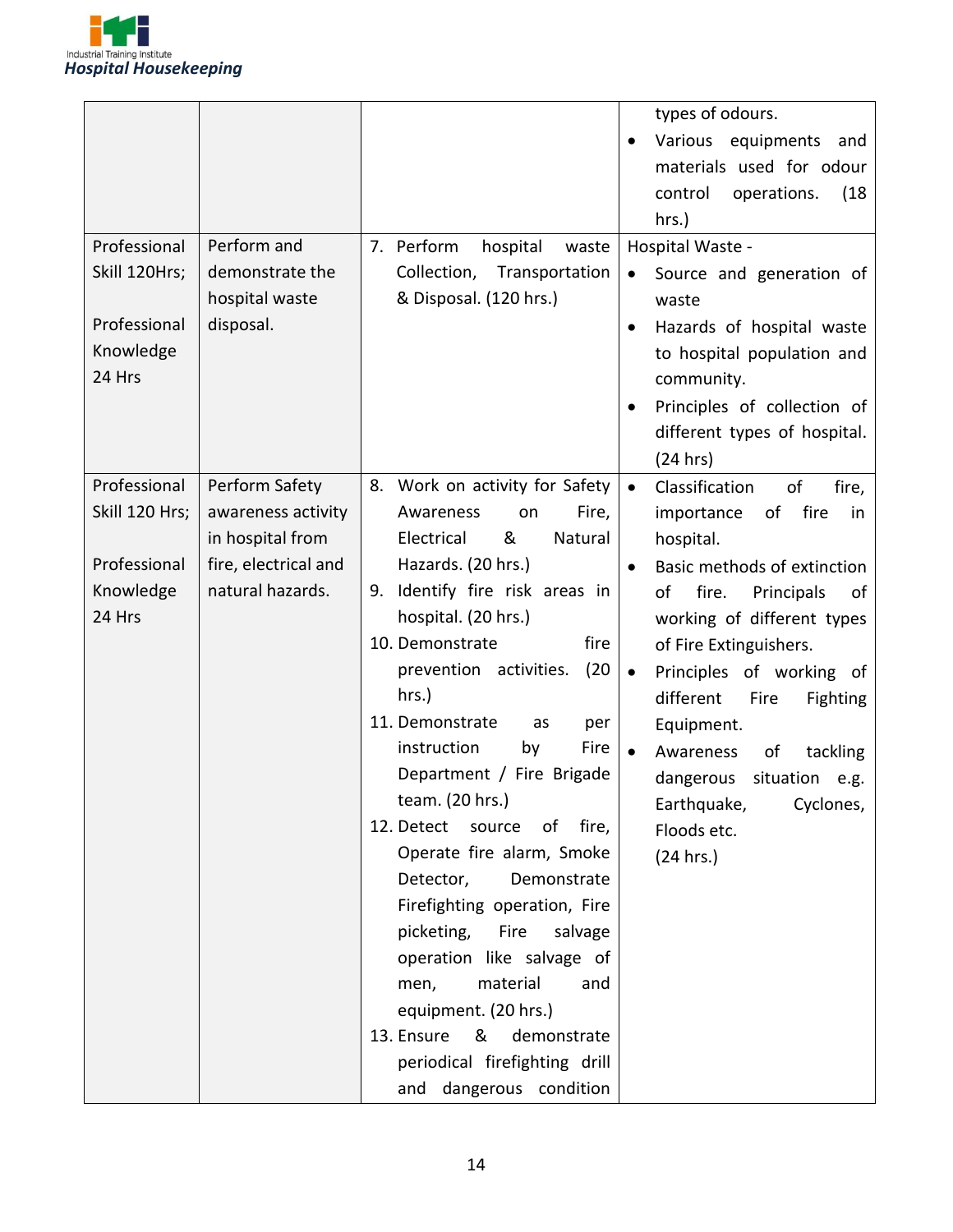| | | | |
|---|---|---|---|
| | | | types of odours.<br>• Various equipments and materials used for odour control operations. (18 hrs.) |
| Professional Skill 120Hrs;<br><br>Professional Knowledge 24 Hrs | Perform and demonstrate the hospital waste disposal. | 7. Perform hospital waste Collection, Transportation & Disposal. (120 hrs.) | Hospital Waste -<br>• Source and generation of waste<br>• Hazards of hospital waste to hospital population and community.<br>• Principles of collection of different types of hospital. (24 hrs) |
| Professional Skill 120 Hrs;<br><br>Professional Knowledge 24 Hrs | Perform Safety awareness activity in hospital from fire, electrical and natural hazards. | 8. Work on activity for Safety Awareness on Fire, Electrical & Natural Hazards. (20 hrs.)<br>9. Identify fire risk areas in hospital. (20 hrs.)<br>10. Demonstrate fire prevention activities. (20 hrs.)<br>11. Demonstrate as per instruction by Fire Department / Fire Brigade team. (20 hrs.)<br>12. Detect source of fire, Operate fire alarm, Smoke Detector, Demonstrate Firefighting operation, Fire picketing, Fire salvage operation like salvage of men, material and equipment. (20 hrs.)<br>13. Ensure & demonstrate periodical firefighting drill and dangerous condition | • Classification of fire, importance of fire in hospital.<br>• Basic methods of extinction of fire. Principals of working of different types of Fire Extinguishers.<br>• Principles of working of different Fire Fighting Equipment.<br>• Awareness of tackling dangerous situation e.g. Earthquake, Cyclones, Floods etc.<br>(24 hrs.) |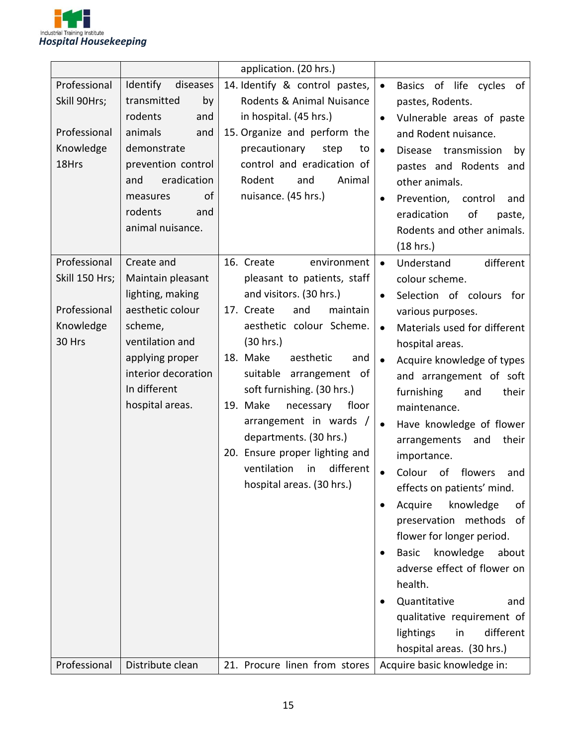| | | application. (20 hrs.) | |
|---|---|---|---|
| Professional Skill 90Hrs; <br><br> Professional Knowledge 18Hrs | Identify diseases transmitted by rodents and animals and demonstrate prevention control and eradication measures of rodents and animal nuisance. | 14. Identify & control pastes, Rodents & Animal Nuisance in hospital. (45 hrs.) <br> 15. Organize and perform the precautionary step to control and eradication of Rodent and Animal nuisance. (45 hrs.) | • Basics of life cycles of pastes, Rodents. <br> • Vulnerable areas of paste and Rodent nuisance. <br> • Disease transmission by pastes and Rodents and other animals. <br> • Prevention, control and eradication of paste, Rodents and other animals. (18 hrs.) |
| Professional Skill 150 Hrs; <br><br> Professional Knowledge 30 Hrs | Create and Maintain pleasant lighting, making aesthetic colour scheme, ventilation and applying proper interior decoration In different hospital areas. | 16. Create environment pleasant to patients, staff and visitors. (30 hrs.) <br> 17. Create and maintain aesthetic colour Scheme. (30 hrs.) <br> 18. Make aesthetic and suitable arrangement of soft furnishing. (30 hrs.) <br> 19. Make necessary floor arrangement in wards / departments. (30 hrs.) <br> 20. Ensure proper lighting and ventilation in different hospital areas. (30 hrs.) | • Understand different colour scheme. <br> • Selection of colours for various purposes. <br> • Materials used for different hospital areas. <br> • Acquire knowledge of types and arrangement of soft furnishing and their maintenance. <br> • Have knowledge of flower arrangements and their importance. <br> • Colour of flowers and effects on patients' mind. <br> • Acquire knowledge of preservation methods of flower for longer period. <br> • Basic knowledge about adverse effect of flower on health. <br> • Quantitative and qualitative requirement of lightings in different hospital areas. (30 hrs.) |
| Professional | Distribute clean | 21. Procure linen from stores | Acquire basic knowledge in: |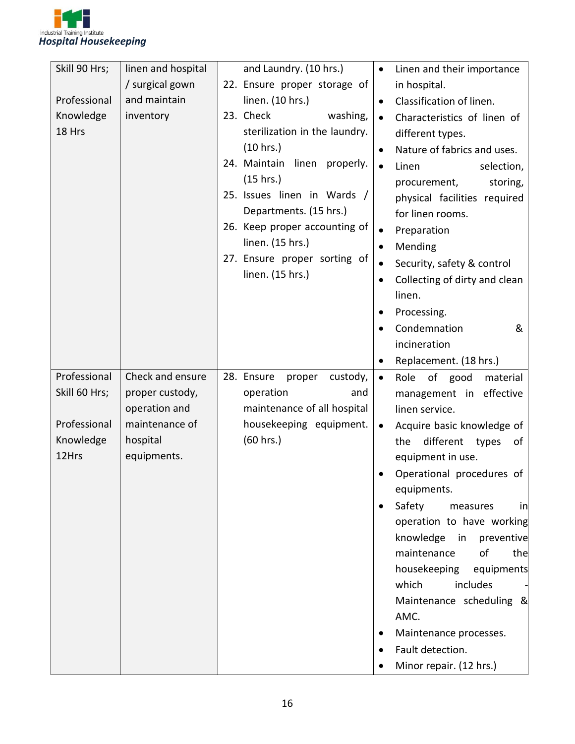| | | | |
|---|---|---|---|
| Skill 90 Hrs;<br><br>Professional Knowledge 18 Hrs | linen and hospital / surgical gown and maintain inventory | and Laundry. (10 hrs.)<br>22. Ensure proper storage of linen. (10 hrs.)<br>23. Check washing, sterilization in the laundry. (10 hrs.)<br>24. Maintain linen properly. (15 hrs.)<br>25. Issues linen in Wards / Departments. (15 hrs.)<br>26. Keep proper accounting of linen. (15 hrs.)<br>27. Ensure proper sorting of linen. (15 hrs.) | • Linen and their importance in hospital.<br>• Classification of linen.<br>• Characteristics of linen of different types.<br>• Nature of fabrics and uses.<br>• Linen selection, procurement, storing, physical facilities required for linen rooms.<br>• Preparation<br>• Mending<br>• Security, safety & control<br>• Collecting of dirty and clean linen.<br>• Processing.<br>• Condemnation & incineration<br>• Replacement. (18 hrs.) |
| Professional Skill 60 Hrs;<br><br>Professional Knowledge 12Hrs | Check and ensure proper custody, operation and maintenance of hospital equipments. | 28. Ensure proper custody, operation and maintenance of all hospital housekeeping equipment. (60 hrs.) | • Role of good material management in effective linen service.<br>• Acquire basic knowledge of the different types of equipment in use.<br>• Operational procedures of equipments.<br>• Safety measures in operation to have working knowledge in preventive maintenance of the housekeeping equipments which includes - Maintenance scheduling & AMC.<br>• Maintenance processes.<br>• Fault detection.<br>• Minor repair. (12 hrs.) |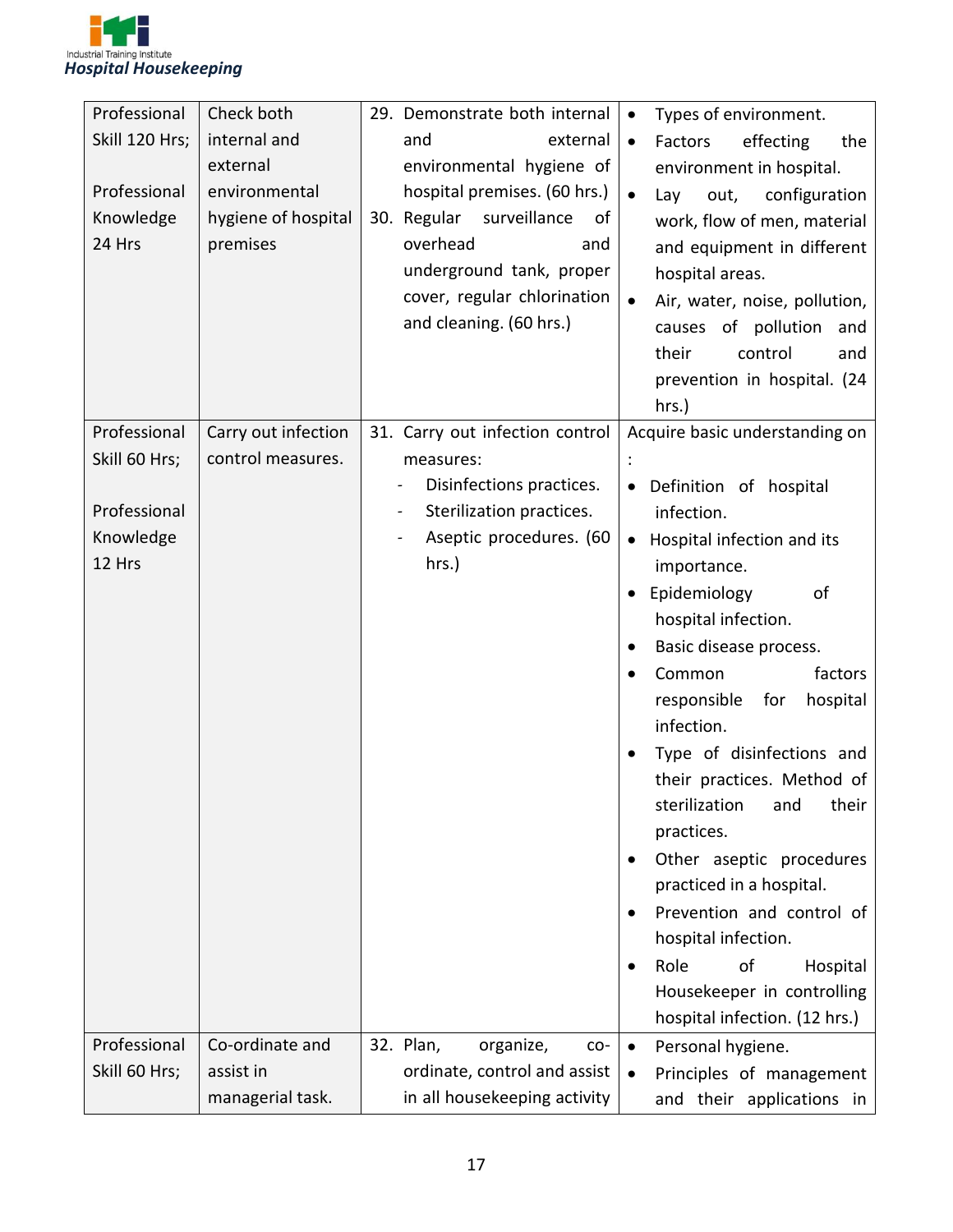| | | | |
|---|---|---|---|
| Professional Skill 120 Hrs;<br><br>Professional Knowledge 24 Hrs | Check both internal and external environmental hygiene of hospital premises | 29. Demonstrate both internal and external environmental hygiene of hospital premises. (60 hrs.)<br>30. Regular surveillance of overhead and underground tank, proper cover, regular chlorination and cleaning. (60 hrs.) | • Types of environment.<br>• Factors effecting the environment in hospital.<br>• Lay out, configuration work, flow of men, material and equipment in different hospital areas.<br>• Air, water, noise, pollution, causes of pollution and their control and prevention in hospital. (24 hrs.) |
| Professional Skill 60 Hrs;<br><br>Professional Knowledge 12 Hrs | Carry out infection control measures. | 31. Carry out infection control measures:<br>- Disinfections practices.<br>- Sterilization practices.<br>- Aseptic procedures. (60 hrs.) | Acquire basic understanding on :<br>• Definition of hospital infection.<br>• Hospital infection and its importance.<br>• Epidemiology of hospital infection.<br>• Basic disease process.<br>• Common factors responsible for hospital infection.<br>• Type of disinfections and their practices. Method of sterilization and their practices.<br>• Other aseptic procedures practiced in a hospital.<br>• Prevention and control of hospital infection.<br>• Role of Hospital Housekeeper in controlling hospital infection. (12 hrs.) |
| Professional Skill 60 Hrs; | Co-ordinate and assist in managerial task. | 32. Plan, organize, co-ordinate, control and assist in all housekeeping activity | • Personal hygiene.<br>• Principles of management and their applications in |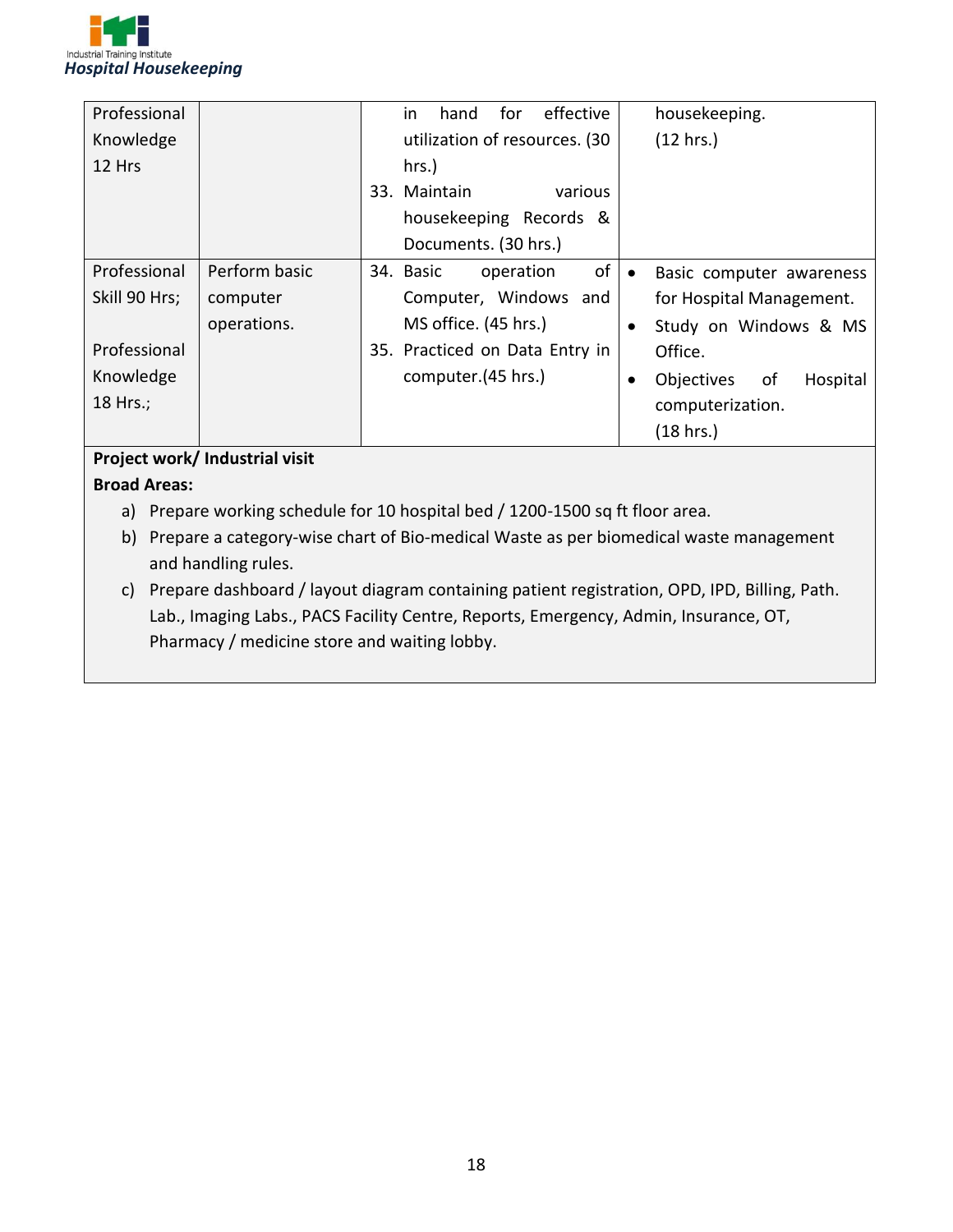| | | | |
|---|---|---|---|
| Professional Knowledge 12 Hrs | | in hand for effective utilization of resources. (30 hrs.)<br>33. Maintain various housekeeping Records & Documents. (30 hrs.) | housekeeping. (12 hrs.) |
| Professional Skill 90 Hrs;<br><br>Professional Knowledge 18 Hrs.; | Perform basic computer operations. | 34. Basic operation of Computer, Windows and MS office. (45 hrs.)<br>35. Practiced on Data Entry in computer.(45 hrs.) | • Basic computer awareness for Hospital Management.<br>• Study on Windows & MS Office.<br>• Objectives of Hospital computerization.<br>(18 hrs.) |

**Project work/ Industrial visit**

**Broad Areas:**

a) Prepare working schedule for 10 hospital bed / 1200-1500 sq ft floor area.

b) Prepare a category-wise chart of Bio-medical Waste as per biomedical waste management and handling rules.

c) Prepare dashboard / layout diagram containing patient registration, OPD, IPD, Billing, Path. Lab., Imaging Labs., PACS Facility Centre, Reports, Emergency, Admin, Insurance, OT, Pharmacy / medicine store and waiting lobby.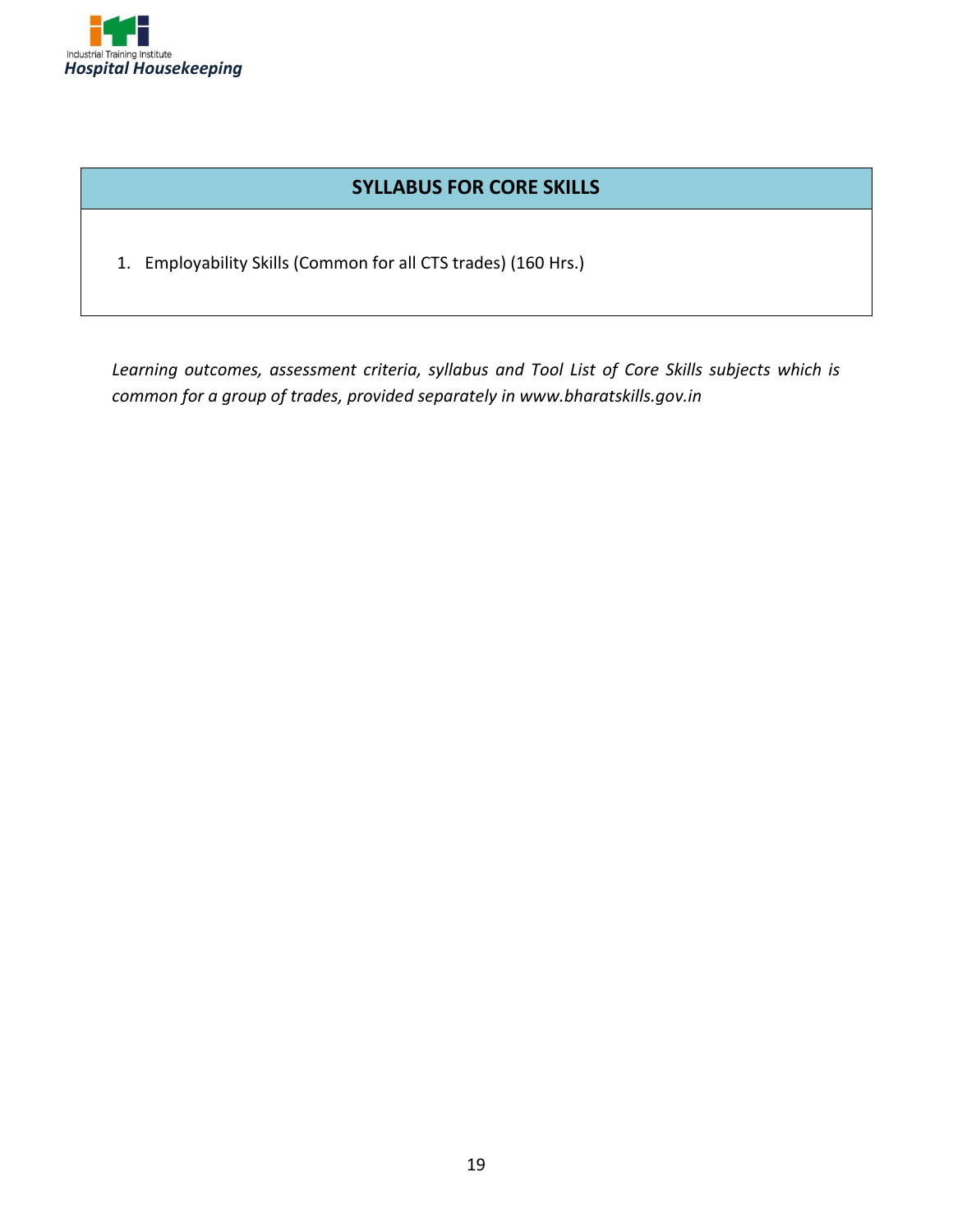## SYLLABUS FOR CORE SKILLS

1. Employability Skills (Common for all CTS trades) (160 Hrs.)

*Learning outcomes, assessment criteria, syllabus and Tool List of Core Skills subjects which is common for a group of trades, provided separately in www.bharatskills.gov.in*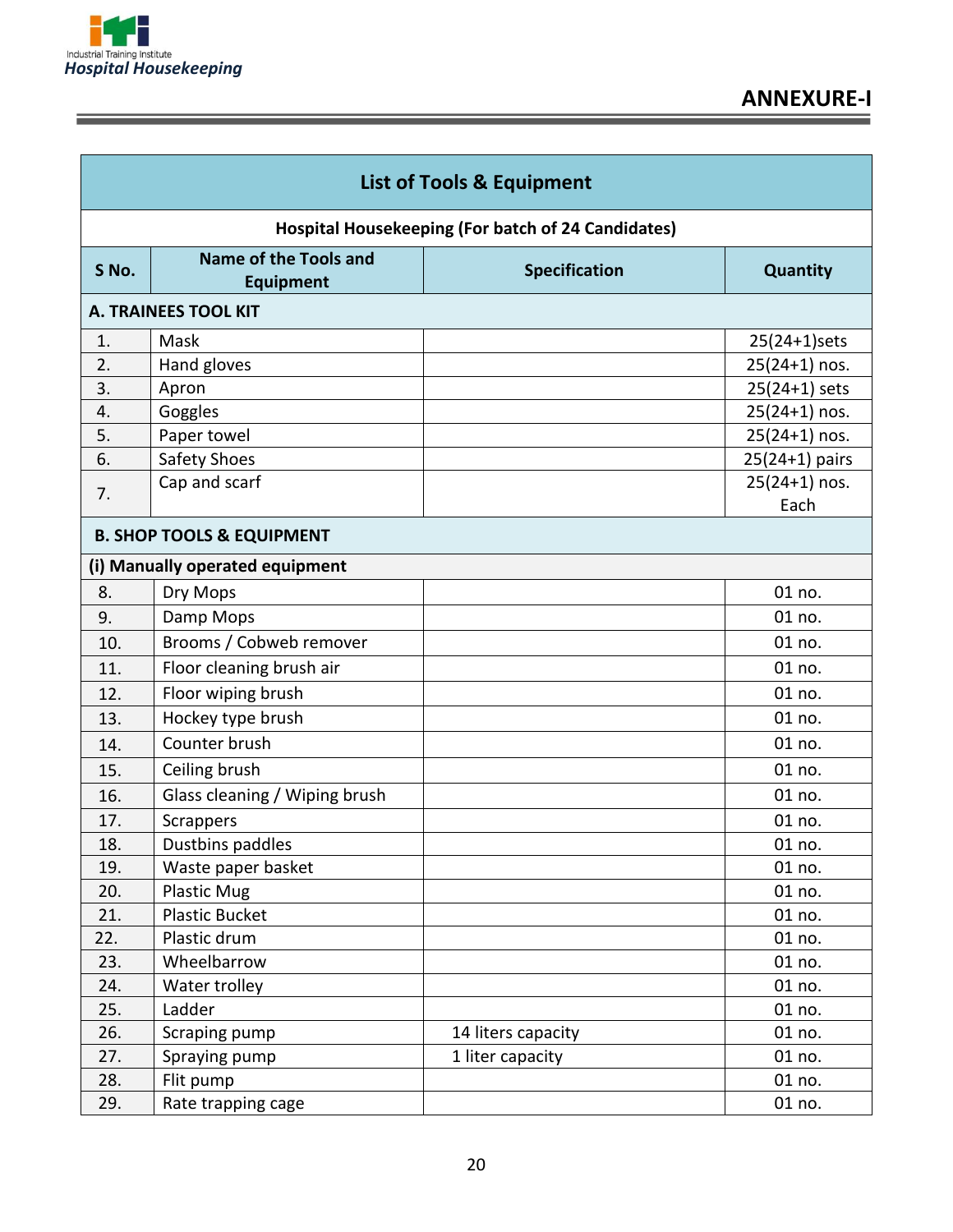## ANNEXURE-I

| List of Tools & Equipment | | | |
|---|---|---|---|
| **Hospital Housekeeping (For batch of 24 Candidates)** | | | |
| **S No.** | **Name of the Tools and Equipment** | **Specification** | **Quantity** |
| **A. TRAINEES TOOL KIT** | | | |
| 1. | Mask | | 25(24+1)sets |
| 2. | Hand gloves | | 25(24+1) nos. |
| 3. | Apron | | 25(24+1) sets |
| 4. | Goggles | | 25(24+1) nos. |
| 5. | Paper towel | | 25(24+1) nos. |
| 6. | Safety Shoes | | 25(24+1) pairs |
| 7. | Cap and scarf | | 25(24+1) nos. Each |
| **B. SHOP TOOLS & EQUIPMENT** | | | |
| **(i) Manually operated equipment** | | | |
| 8. | Dry Mops | | 01 no. |
| 9. | Damp Mops | | 01 no. |
| 10. | Brooms / Cobweb remover | | 01 no. |
| 11. | Floor cleaning brush air | | 01 no. |
| 12. | Floor wiping brush | | 01 no. |
| 13. | Hockey type brush | | 01 no. |
| 14. | Counter brush | | 01 no. |
| 15. | Ceiling brush | | 01 no. |
| 16. | Glass cleaning / Wiping brush | | 01 no. |
| 17. | Scrappers | | 01 no. |
| 18. | Dustbins paddles | | 01 no. |
| 19. | Waste paper basket | | 01 no. |
| 20. | Plastic Mug | | 01 no. |
| 21. | Plastic Bucket | | 01 no. |
| 22. | Plastic drum | | 01 no. |
| 23. | Wheelbarrow | | 01 no. |
| 24. | Water trolley | | 01 no. |
| 25. | Ladder | | 01 no. |
| 26. | Scraping pump | 14 liters capacity | 01 no. |
| 27. | Spraying pump | 1 liter capacity | 01 no. |
| 28. | Flit pump | | 01 no. |
| 29. | Rate trapping cage | | 01 no. |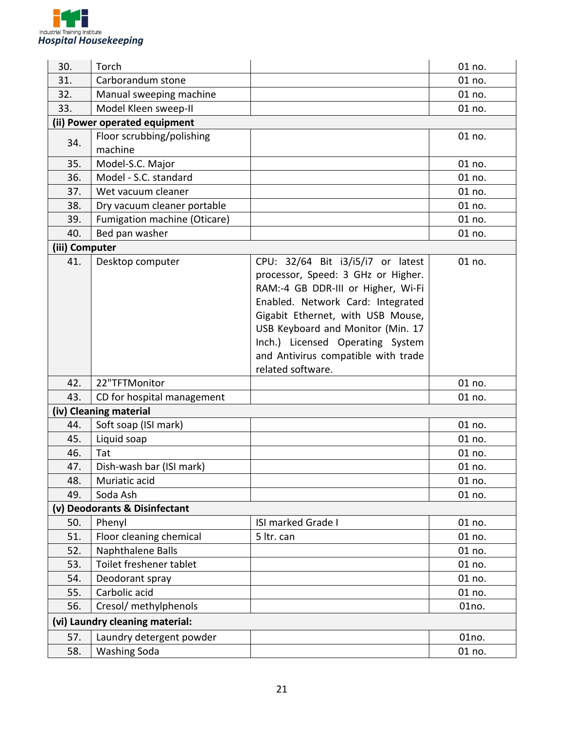| | | | |
|---|---|---|---|
| 30. | Torch | | 01 no. |
| 31. | Carborandum stone | | 01 no. |
| 32. | Manual sweeping machine | | 01 no. |
| 33. | Model Kleen sweep-II | | 01 no. |
| **(ii) Power operated equipment** | | | |
| 34. | Floor scrubbing/polishing machine | | 01 no. |
| 35. | Model-S.C. Major | | 01 no. |
| 36. | Model - S.C. standard | | 01 no. |
| 37. | Wet vacuum cleaner | | 01 no. |
| 38. | Dry vacuum cleaner portable | | 01 no. |
| 39. | Fumigation machine (Oticare) | | 01 no. |
| 40. | Bed pan washer | | 01 no. |
| **(iii) Computer** | | | |
| 41. | Desktop computer | CPU: 32/64 Bit i3/i5/i7 or latest processor, Speed: 3 GHz or Higher. RAM:-4 GB DDR-III or Higher, Wi-Fi Enabled. Network Card: Integrated Gigabit Ethernet, with USB Mouse, USB Keyboard and Monitor (Min. 17 Inch.) Licensed Operating System and Antivirus compatible with trade related software. | 01 no. |
| 42. | 22"TFTMonitor | | 01 no. |
| 43. | CD for hospital management | | 01 no. |
| **(iv) Cleaning material** | | | |
| 44. | Soft soap (ISI mark) | | 01 no. |
| 45. | Liquid soap | | 01 no. |
| 46. | Tat | | 01 no. |
| 47. | Dish-wash bar (ISI mark) | | 01 no. |
| 48. | Muriatic acid | | 01 no. |
| 49. | Soda Ash | | 01 no. |
| **(v) Deodorants & Disinfectant** | | | |
| 50. | Phenyl | ISI marked Grade I | 01 no. |
| 51. | Floor cleaning chemical | 5 ltr. can | 01 no. |
| 52. | Naphthalene Balls | | 01 no. |
| 53. | Toilet freshener tablet | | 01 no. |
| 54. | Deodorant spray | | 01 no. |
| 55. | Carbolic acid | | 01 no. |
| 56. | Cresol/ methylphenols | | 01no. |
| **(vi) Laundry cleaning material:** | | | |
| 57. | Laundry detergent powder | | 01no. |
| 58. | Washing Soda | | 01 no. |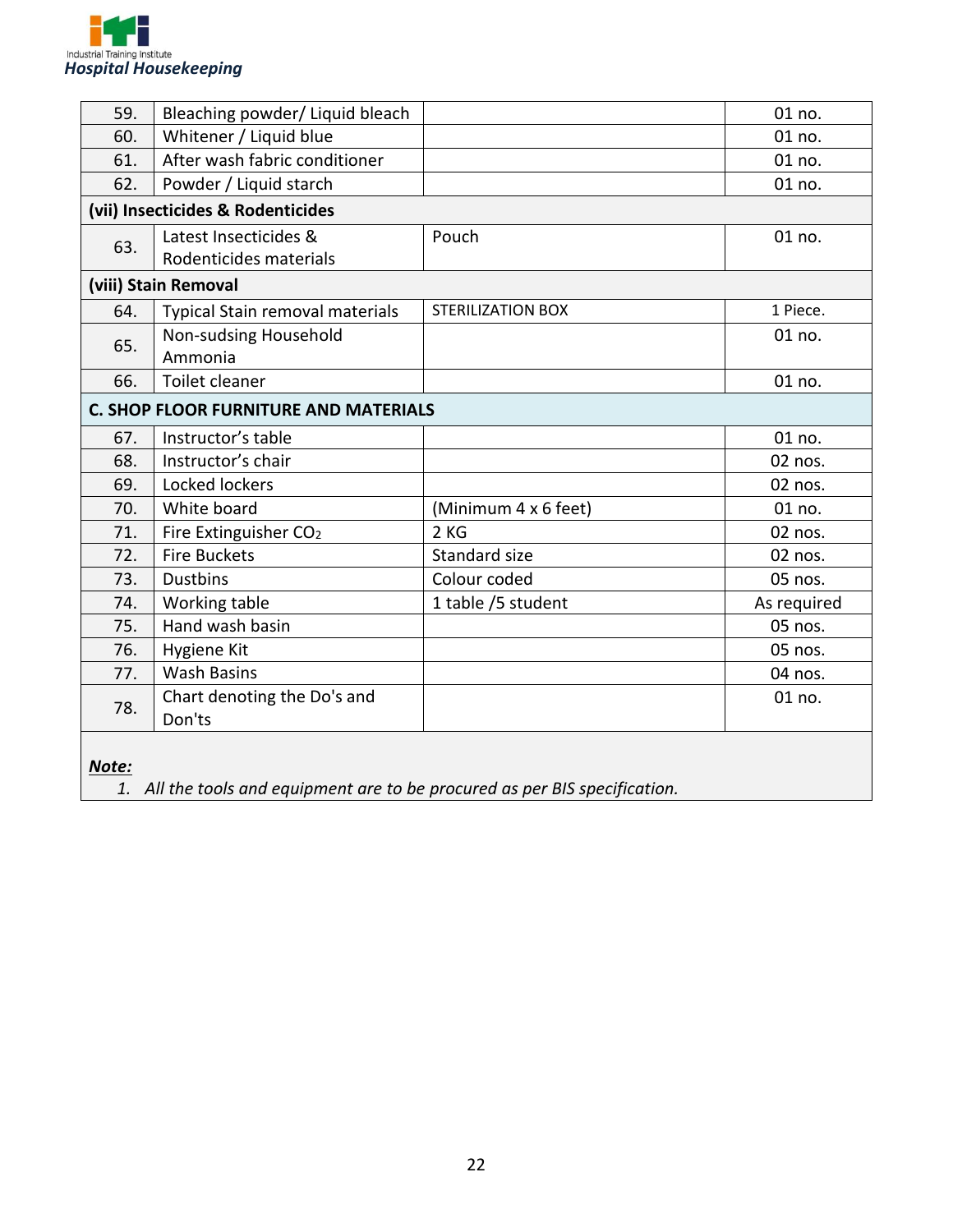| | | | |
|---|---|---|---|
| 59. | Bleaching powder/ Liquid bleach | | 01 no. |
| 60. | Whitener / Liquid blue | | 01 no. |
| 61. | After wash fabric conditioner | | 01 no. |
| 62. | Powder / Liquid starch | | 01 no. |
| **(vii) Insecticides & Rodenticides** | | | |
| 63. | Latest Insecticides & Rodenticides materials | Pouch | 01 no. |
| **(viii) Stain Removal** | | | |
| 64. | Typical Stain removal materials | STERILIZATION BOX | 1 Piece. |
| 65. | Non-sudsing Household Ammonia | | 01 no. |
| 66. | Toilet cleaner | | 01 no. |
| **C. SHOP FLOOR FURNITURE AND MATERIALS** | | | |
| 67. | Instructor's table | | 01 no. |
| 68. | Instructor's chair | | 02 nos. |
| 69. | Locked lockers | | 02 nos. |
| 70. | White board | (Minimum 4 x 6 feet) | 01 no. |
| 71. | Fire Extinguisher $CO_2$ | 2 KG | 02 nos. |
| 72. | Fire Buckets | Standard size | 02 nos. |
| 73. | Dustbins | Colour coded | 05 nos. |
| 74. | Working table | 1 table /5 student | As required |
| 75. | Hand wash basin | | 05 nos. |
| 76. | Hygiene Kit | | 05 nos. |
| 77. | Wash Basins | | 04 nos. |
| 78. | Chart denoting the Do's and Don'ts | | 01 no. |

***Note:***

1. *All the tools and equipment are to be procured as per BIS specification.*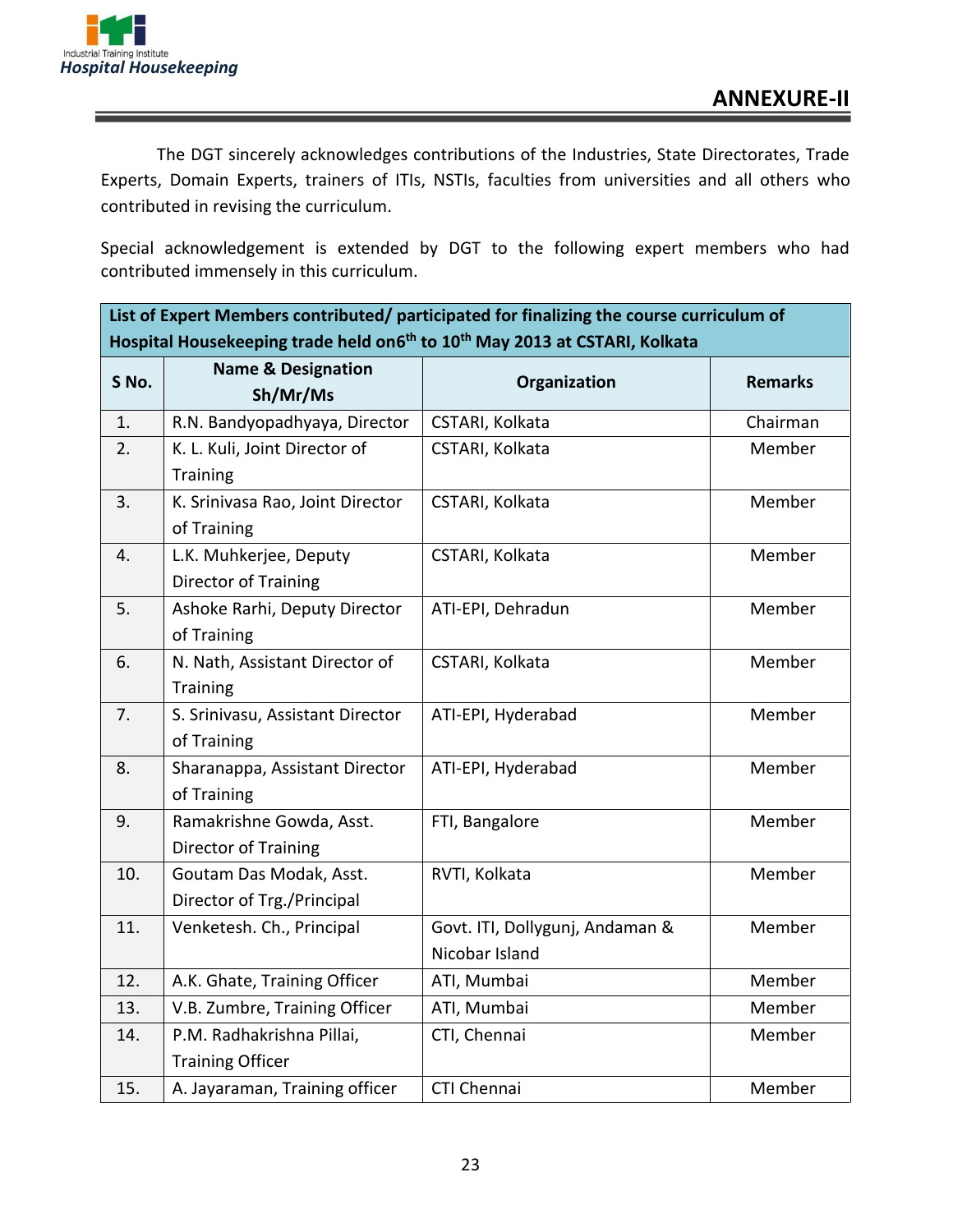## ANNEXURE-II

The DGT sincerely acknowledges contributions of the Industries, State Directorates, Trade Experts, Domain Experts, trainers of ITIs, NSTIs, faculties from universities and all others who contributed in revising the curriculum.

Special acknowledgement is extended by DGT to the following expert members who had contributed immensely in this curriculum.

| List of Expert Members contributed/ participated for finalizing the course curriculum of Hospital Housekeeping trade held on6th to 10th May 2013 at CSTARI, Kolkata | | | |
|---|---|---|---|
| **S No.** | **Name & Designation Sh/Mr/Ms** | **Organization** | **Remarks** |
| 1. | R.N. Bandyopadhyaya, Director | CSTARI, Kolkata | Chairman |
| 2. | K. L. Kuli, Joint Director of Training | CSTARI, Kolkata | Member |
| 3. | K. Srinivasa Rao, Joint Director of Training | CSTARI, Kolkata | Member |
| 4. | L.K. Muhkerjee, Deputy Director of Training | CSTARI, Kolkata | Member |
| 5. | Ashoke Rarhi, Deputy Director of Training | ATI-EPI, Dehradun | Member |
| 6. | N. Nath, Assistant Director of Training | CSTARI, Kolkata | Member |
| 7. | S. Srinivasu, Assistant Director of Training | ATI-EPI, Hyderabad | Member |
| 8. | Sharanappa, Assistant Director of Training | ATI-EPI, Hyderabad | Member |
| 9. | Ramakrishne Gowda, Asst. Director of Training | FTI, Bangalore | Member |
| 10. | Goutam Das Modak, Asst. Director of Trg./Principal | RVTI, Kolkata | Member |
| 11. | Venketesh. Ch., Principal | Govt. ITI, Dollygunj, Andaman & Nicobar Island | Member |
| 12. | A.K. Ghate, Training Officer | ATI, Mumbai | Member |
| 13. | V.B. Zumbre, Training Officer | ATI, Mumbai | Member |
| 14. | P.M. Radhakrishna Pillai, Training Officer | CTI, Chennai | Member |
| 15. | A. Jayaraman, Training officer | CTI Chennai | Member |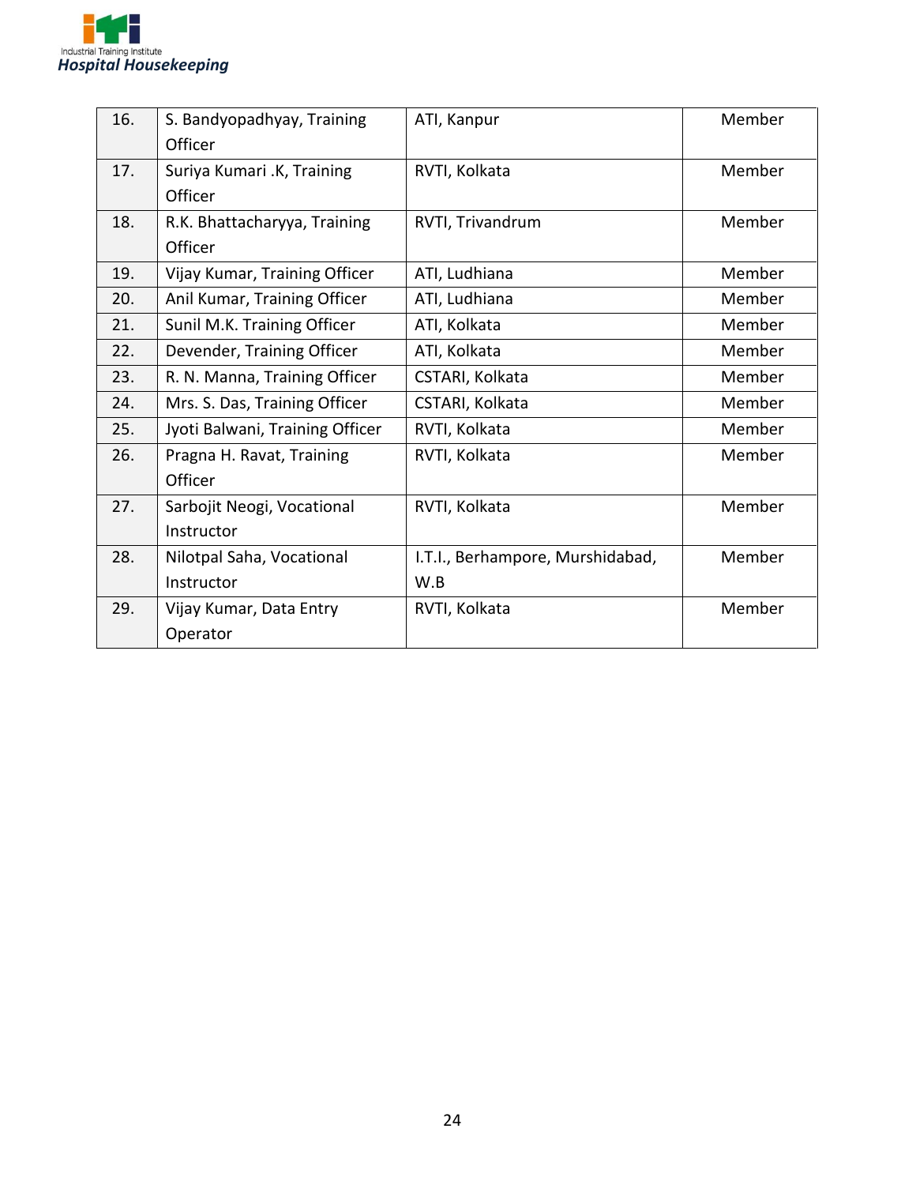| | | | |
|---|---|---|---|
| 16. | S. Bandyopadhyay, Training Officer | ATI, Kanpur | Member |
| 17. | Suriya Kumari .K, Training Officer | RVTI, Kolkata | Member |
| 18. | R.K. Bhattacharyya, Training Officer | RVTI, Trivandrum | Member |
| 19. | Vijay Kumar, Training Officer | ATI, Ludhiana | Member |
| 20. | Anil Kumar, Training Officer | ATI, Ludhiana | Member |
| 21. | Sunil M.K. Training Officer | ATI, Kolkata | Member |
| 22. | Devender, Training Officer | ATI, Kolkata | Member |
| 23. | R. N. Manna, Training Officer | CSTARI, Kolkata | Member |
| 24. | Mrs. S. Das, Training Officer | CSTARI, Kolkata | Member |
| 25. | Jyoti Balwani, Training Officer | RVTI, Kolkata | Member |
| 26. | Pragna H. Ravat, Training Officer | RVTI, Kolkata | Member |
| 27. | Sarbojit Neogi, Vocational Instructor | RVTI, Kolkata | Member |
| 28. | Nilotpal Saha, Vocational Instructor | I.T.I., Berhampore, Murshidabad, W.B | Member |
| 29. | Vijay Kumar, Data Entry Operator | RVTI, Kolkata | Member |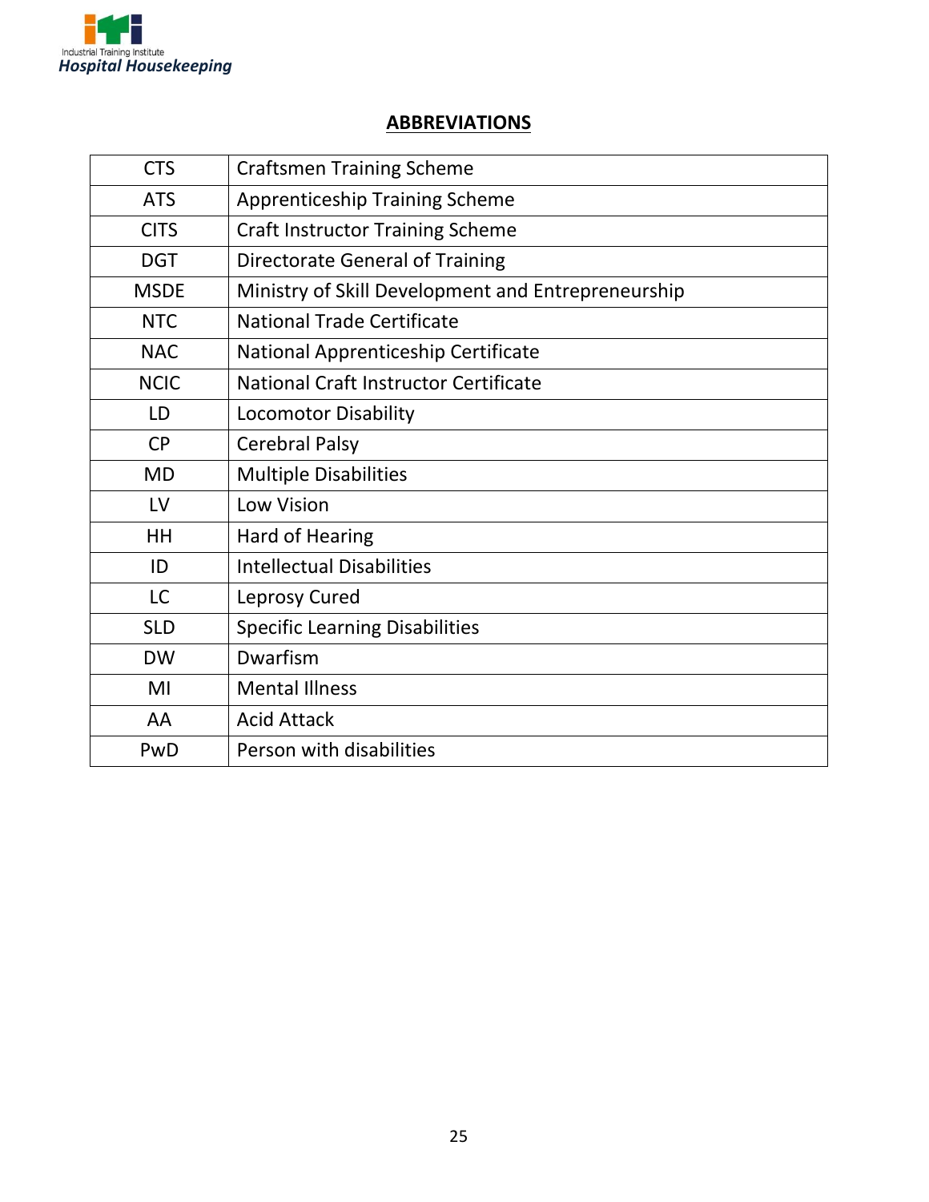## ABBREVIATIONS

| | |
|---|---|
| CTS | Craftsmen Training Scheme |
| ATS | Apprenticeship Training Scheme |
| CITS | Craft Instructor Training Scheme |
| DGT | Directorate General of Training |
| MSDE | Ministry of Skill Development and Entrepreneurship |
| NTC | National Trade Certificate |
| NAC | National Apprenticeship Certificate |
| NCIC | National Craft Instructor Certificate |
| LD | Locomotor Disability |
| CP | Cerebral Palsy |
| MD | Multiple Disabilities |
| LV | Low Vision |
| HH | Hard of Hearing |
| ID | Intellectual Disabilities |
| LC | Leprosy Cured |
| SLD | Specific Learning Disabilities |
| DW | Dwarfism |
| MI | Mental Illness |
| AA | Acid Attack |
| PwD | Person with disabilities |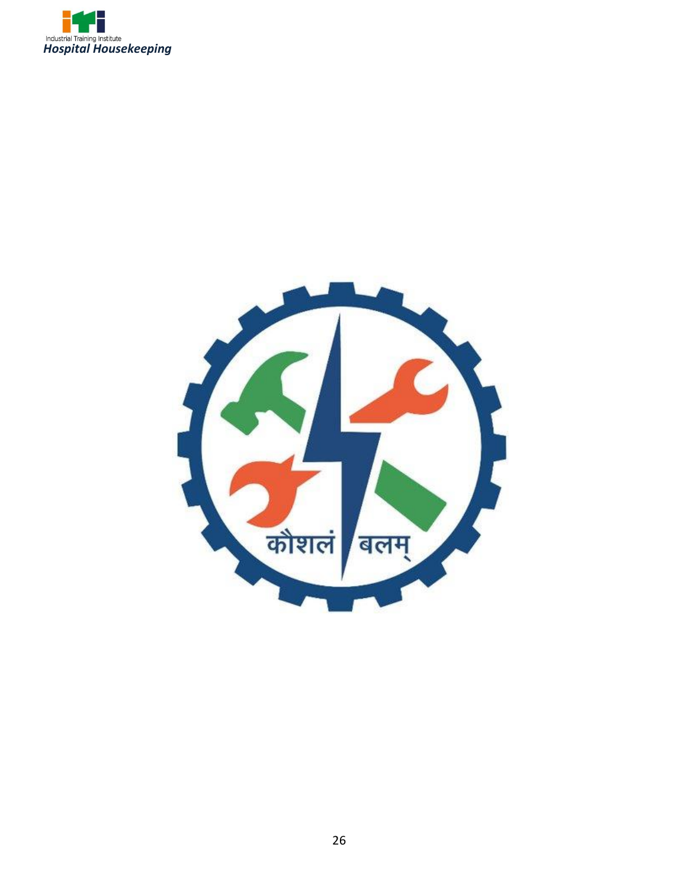कौशलं बलम्